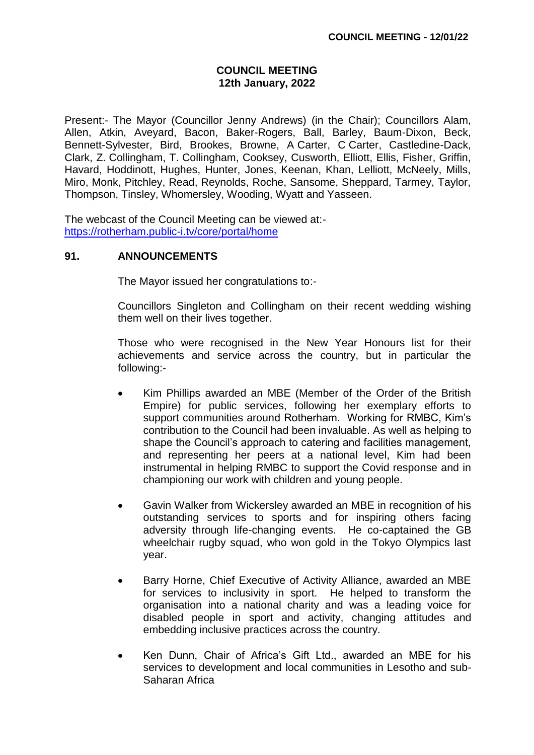# COUNCIL MEETING
## 12th January, 2022

Present:- The Mayor (Councillor Jenny Andrews) (in the Chair); Councillors Alam, Allen, Atkin, Aveyard, Bacon, Baker-Rogers, Ball, Barley, Baum-Dixon, Beck, Bennett-Sylvester, Bird, Brookes, Browne, A Carter, C Carter, Castledine-Dack, Clark, Z. Collingham, T. Collingham, Cooksey, Cusworth, Elliott, Ellis, Fisher, Griffin, Havard, Hoddinott, Hughes, Hunter, Jones, Keenan, Khan, Lelliott, McNeely, Mills, Miro, Monk, Pitchley, Read, Reynolds, Roche, Sansome, Sheppard, Tarmey, Taylor, Thompson, Tinsley, Whomersley, Wooding, Wyatt and Yasseen.

The webcast of the Council Meeting can be viewed at:- https://rotherham.public-i.tv/core/portal/home

### 91. ANNOUNCEMENTS

The Mayor issued her congratulations to:-

Councillors Singleton and Collingham on their recent wedding wishing them well on their lives together.

Those who were recognised in the New Year Honours list for their achievements and service across the country, but in particular the following:-

- Kim Phillips awarded an MBE (Member of the Order of the British Empire) for public services, following her exemplary efforts to support communities around Rotherham. Working for RMBC, Kim's contribution to the Council had been invaluable. As well as helping to shape the Council's approach to catering and facilities management, and representing her peers at a national level, Kim had been instrumental in helping RMBC to support the Covid response and in championing our work with children and young people.

- Gavin Walker from Wickersley awarded an MBE in recognition of his outstanding services to sports and for inspiring others facing adversity through life-changing events. He co-captained the GB wheelchair rugby squad, who won gold in the Tokyo Olympics last year.

- Barry Horne, Chief Executive of Activity Alliance, awarded an MBE for services to inclusivity in sport. He helped to transform the organisation into a national charity and was a leading voice for disabled people in sport and activity, changing attitudes and embedding inclusive practices across the country.

- Ken Dunn, Chair of Africa's Gift Ltd., awarded an MBE for his services to development and local communities in Lesotho and sub-Saharan Africa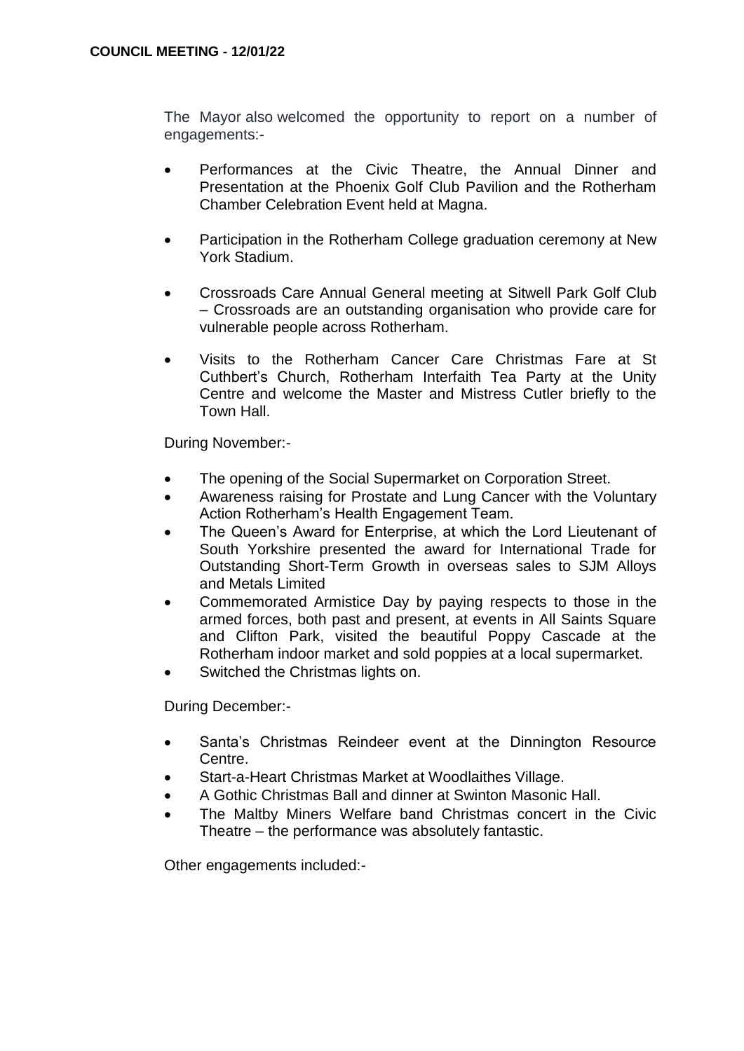The Mayor also welcomed the opportunity to report on a number of engagements:-

- Performances at the Civic Theatre, the Annual Dinner and Presentation at the Phoenix Golf Club Pavilion and the Rotherham Chamber Celebration Event held at Magna.

- Participation in the Rotherham College graduation ceremony at New York Stadium.

- Crossroads Care Annual General meeting at Sitwell Park Golf Club – Crossroads are an outstanding organisation who provide care for vulnerable people across Rotherham.

- Visits to the Rotherham Cancer Care Christmas Fare at St Cuthbert's Church, Rotherham Interfaith Tea Party at the Unity Centre and welcome the Master and Mistress Cutler briefly to the Town Hall.

During November:-

- The opening of the Social Supermarket on Corporation Street.
- Awareness raising for Prostate and Lung Cancer with the Voluntary Action Rotherham's Health Engagement Team.
- The Queen's Award for Enterprise, at which the Lord Lieutenant of South Yorkshire presented the award for International Trade for Outstanding Short-Term Growth in overseas sales to SJM Alloys and Metals Limited
- Commemorated Armistice Day by paying respects to those in the armed forces, both past and present, at events in All Saints Square and Clifton Park, visited the beautiful Poppy Cascade at the Rotherham indoor market and sold poppies at a local supermarket.
- Switched the Christmas lights on.

During December:-

- Santa's Christmas Reindeer event at the Dinnington Resource Centre.
- Start-a-Heart Christmas Market at Woodlaithes Village.
- A Gothic Christmas Ball and dinner at Swinton Masonic Hall.
- The Maltby Miners Welfare band Christmas concert in the Civic Theatre – the performance was absolutely fantastic.

Other engagements included:-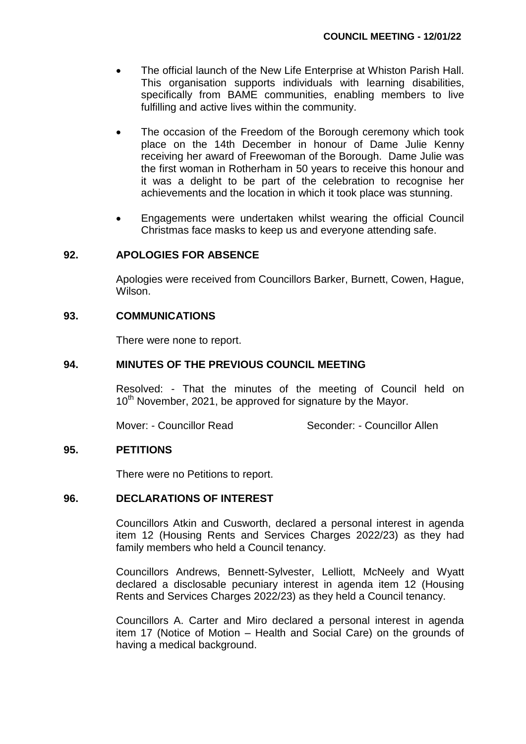- The official launch of the New Life Enterprise at Whiston Parish Hall. This organisation supports individuals with learning disabilities, specifically from BAME communities, enabling members to live fulfilling and active lives within the community.

- The occasion of the Freedom of the Borough ceremony which took place on the 14th December in honour of Dame Julie Kenny receiving her award of Freewoman of the Borough. Dame Julie was the first woman in Rotherham in 50 years to receive this honour and it was a delight to be part of the celebration to recognise her achievements and the location in which it took place was stunning.

- Engagements were undertaken whilst wearing the official Council Christmas face masks to keep us and everyone attending safe.

## 92. APOLOGIES FOR ABSENCE

Apologies were received from Councillors Barker, Burnett, Cowen, Hague, Wilson.

## 93. COMMUNICATIONS

There were none to report.

## 94. MINUTES OF THE PREVIOUS COUNCIL MEETING

Resolved: - That the minutes of the meeting of Council held on 10th November, 2021, be approved for signature by the Mayor.

Mover: - Councillor Read          Seconder: - Councillor Allen

## 95. PETITIONS

There were no Petitions to report.

## 96. DECLARATIONS OF INTEREST

Councillors Atkin and Cusworth, declared a personal interest in agenda item 12 (Housing Rents and Services Charges 2022/23) as they had family members who held a Council tenancy.

Councillors Andrews, Bennett-Sylvester, Lelliott, McNeely and Wyatt declared a disclosable pecuniary interest in agenda item 12 (Housing Rents and Services Charges 2022/23) as they held a Council tenancy.

Councillors A. Carter and Miro declared a personal interest in agenda item 17 (Notice of Motion – Health and Social Care) on the grounds of having a medical background.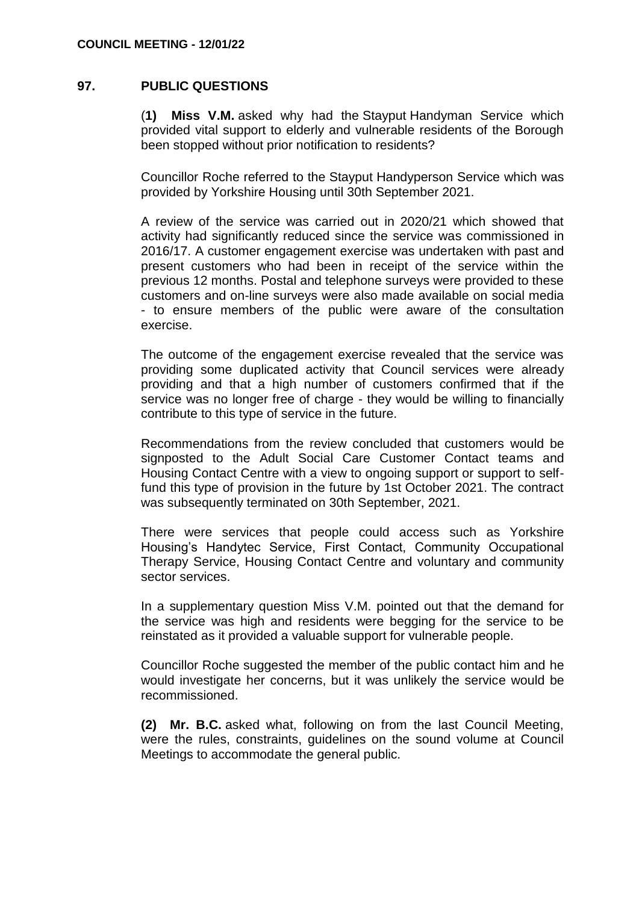## 97. PUBLIC QUESTIONS

(**1) Miss V.M.** asked why had the Stayput Handyman Service which provided vital support to elderly and vulnerable residents of the Borough been stopped without prior notification to residents?

Councillor Roche referred to the Stayput Handyperson Service which was provided by Yorkshire Housing until 30th September 2021.

A review of the service was carried out in 2020/21 which showed that activity had significantly reduced since the service was commissioned in 2016/17. A customer engagement exercise was undertaken with past and present customers who had been in receipt of the service within the previous 12 months. Postal and telephone surveys were provided to these customers and on-line surveys were also made available on social media - to ensure members of the public were aware of the consultation exercise.

The outcome of the engagement exercise revealed that the service was providing some duplicated activity that Council services were already providing and that a high number of customers confirmed that if the service was no longer free of charge - they would be willing to financially contribute to this type of service in the future.

Recommendations from the review concluded that customers would be signposted to the Adult Social Care Customer Contact teams and Housing Contact Centre with a view to ongoing support or support to self-fund this type of provision in the future by 1st October 2021. The contract was subsequently terminated on 30th September, 2021.

There were services that people could access such as Yorkshire Housing's Handytec Service, First Contact, Community Occupational Therapy Service, Housing Contact Centre and voluntary and community sector services.

In a supplementary question Miss V.M. pointed out that the demand for the service was high and residents were begging for the service to be reinstated as it provided a valuable support for vulnerable people.

Councillor Roche suggested the member of the public contact him and he would investigate her concerns, but it was unlikely the service would be recommissioned.

**(2) Mr. B.C.** asked what, following on from the last Council Meeting, were the rules, constraints, guidelines on the sound volume at Council Meetings to accommodate the general public.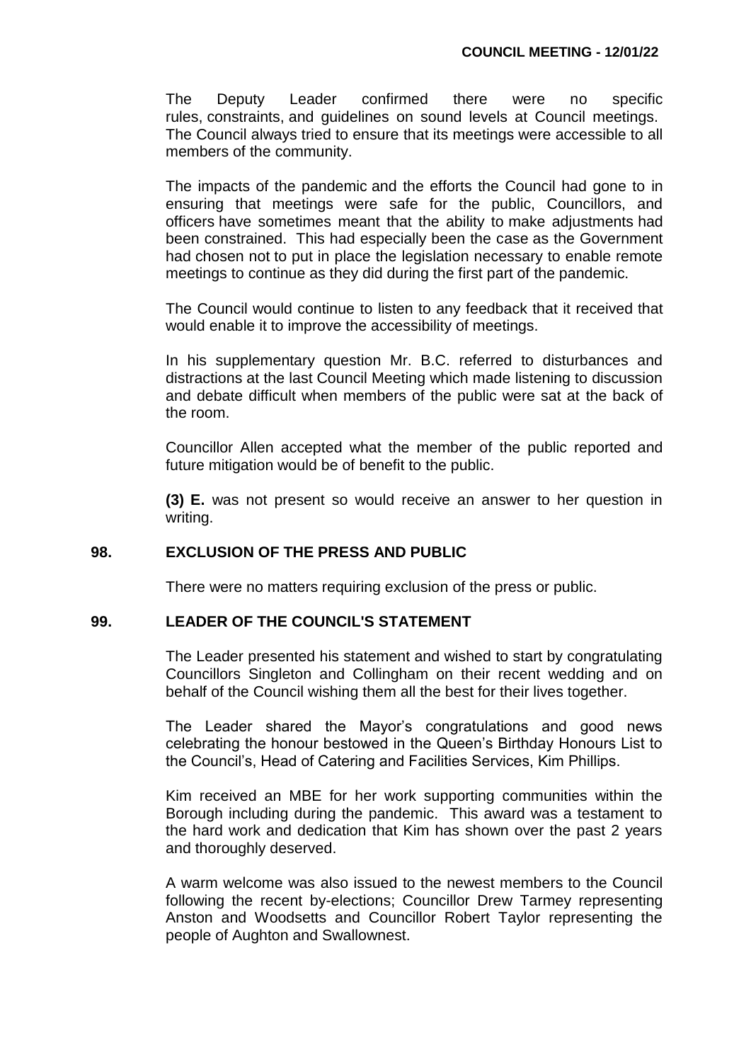The Deputy Leader confirmed there were no specific rules, constraints, and guidelines on sound levels at Council meetings. The Council always tried to ensure that its meetings were accessible to all members of the community.

The impacts of the pandemic and the efforts the Council had gone to in ensuring that meetings were safe for the public, Councillors, and officers have sometimes meant that the ability to make adjustments had been constrained. This had especially been the case as the Government had chosen not to put in place the legislation necessary to enable remote meetings to continue as they did during the first part of the pandemic.

The Council would continue to listen to any feedback that it received that would enable it to improve the accessibility of meetings.

In his supplementary question Mr. B.C. referred to disturbances and distractions at the last Council Meeting which made listening to discussion and debate difficult when members of the public were sat at the back of the room.

Councillor Allen accepted what the member of the public reported and future mitigation would be of benefit to the public.

**(3) E.** was not present so would receive an answer to her question in writing.

## 98. EXCLUSION OF THE PRESS AND PUBLIC

There were no matters requiring exclusion of the press or public.

## 99. LEADER OF THE COUNCIL'S STATEMENT

The Leader presented his statement and wished to start by congratulating Councillors Singleton and Collingham on their recent wedding and on behalf of the Council wishing them all the best for their lives together.

The Leader shared the Mayor's congratulations and good news celebrating the honour bestowed in the Queen's Birthday Honours List to the Council's, Head of Catering and Facilities Services, Kim Phillips.

Kim received an MBE for her work supporting communities within the Borough including during the pandemic. This award was a testament to the hard work and dedication that Kim has shown over the past 2 years and thoroughly deserved.

A warm welcome was also issued to the newest members to the Council following the recent by-elections; Councillor Drew Tarmey representing Anston and Woodsetts and Councillor Robert Taylor representing the people of Aughton and Swallownest.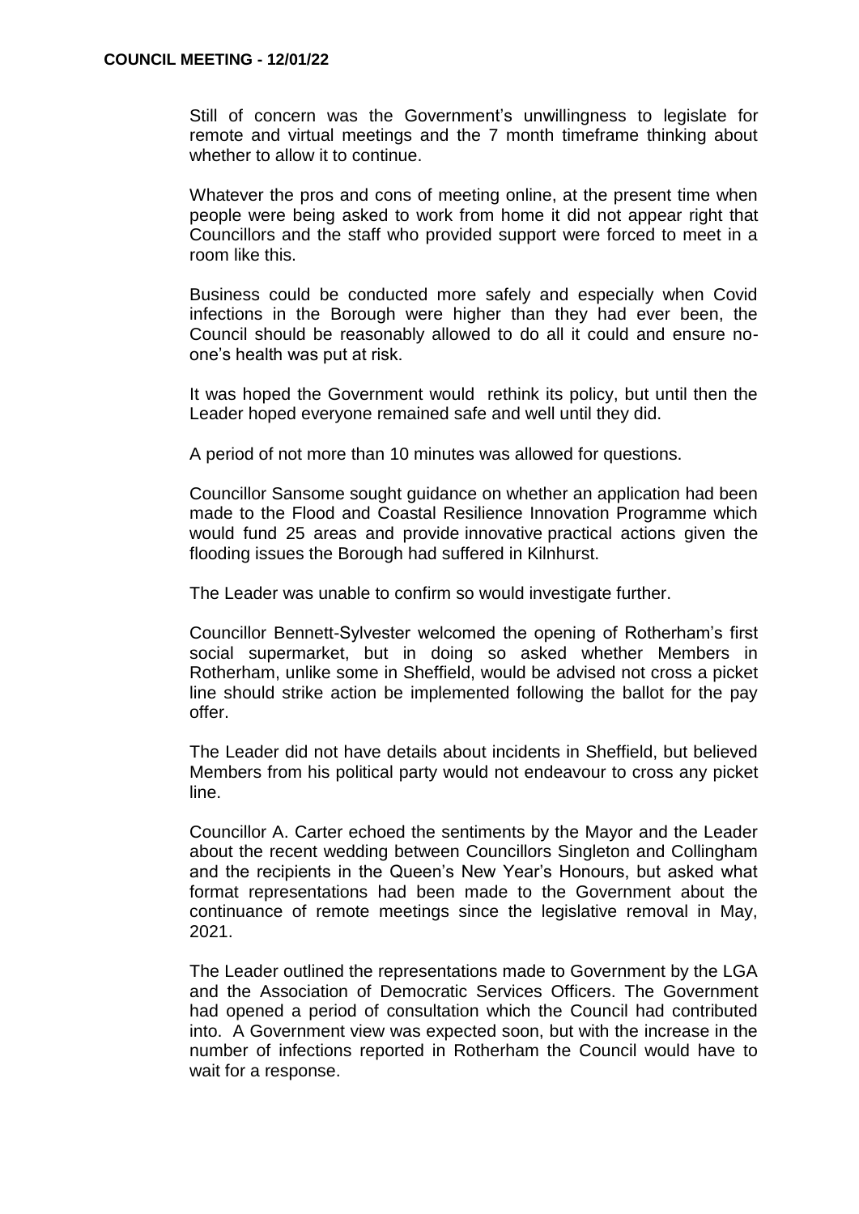Still of concern was the Government's unwillingness to legislate for remote and virtual meetings and the 7 month timeframe thinking about whether to allow it to continue.

Whatever the pros and cons of meeting online, at the present time when people were being asked to work from home it did not appear right that Councillors and the staff who provided support were forced to meet in a room like this.

Business could be conducted more safely and especially when Covid infections in the Borough were higher than they had ever been, the Council should be reasonably allowed to do all it could and ensure no-one's health was put at risk.

It was hoped the Government would rethink its policy, but until then the Leader hoped everyone remained safe and well until they did.

A period of not more than 10 minutes was allowed for questions.

Councillor Sansome sought guidance on whether an application had been made to the Flood and Coastal Resilience Innovation Programme which would fund 25 areas and provide innovative practical actions given the flooding issues the Borough had suffered in Kilnhurst.

The Leader was unable to confirm so would investigate further.

Councillor Bennett-Sylvester welcomed the opening of Rotherham's first social supermarket, but in doing so asked whether Members in Rotherham, unlike some in Sheffield, would be advised not cross a picket line should strike action be implemented following the ballot for the pay offer.

The Leader did not have details about incidents in Sheffield, but believed Members from his political party would not endeavour to cross any picket line.

Councillor A. Carter echoed the sentiments by the Mayor and the Leader about the recent wedding between Councillors Singleton and Collingham and the recipients in the Queen's New Year's Honours, but asked what format representations had been made to the Government about the continuance of remote meetings since the legislative removal in May, 2021.

The Leader outlined the representations made to Government by the LGA and the Association of Democratic Services Officers. The Government had opened a period of consultation which the Council had contributed into. A Government view was expected soon, but with the increase in the number of infections reported in Rotherham the Council would have to wait for a response.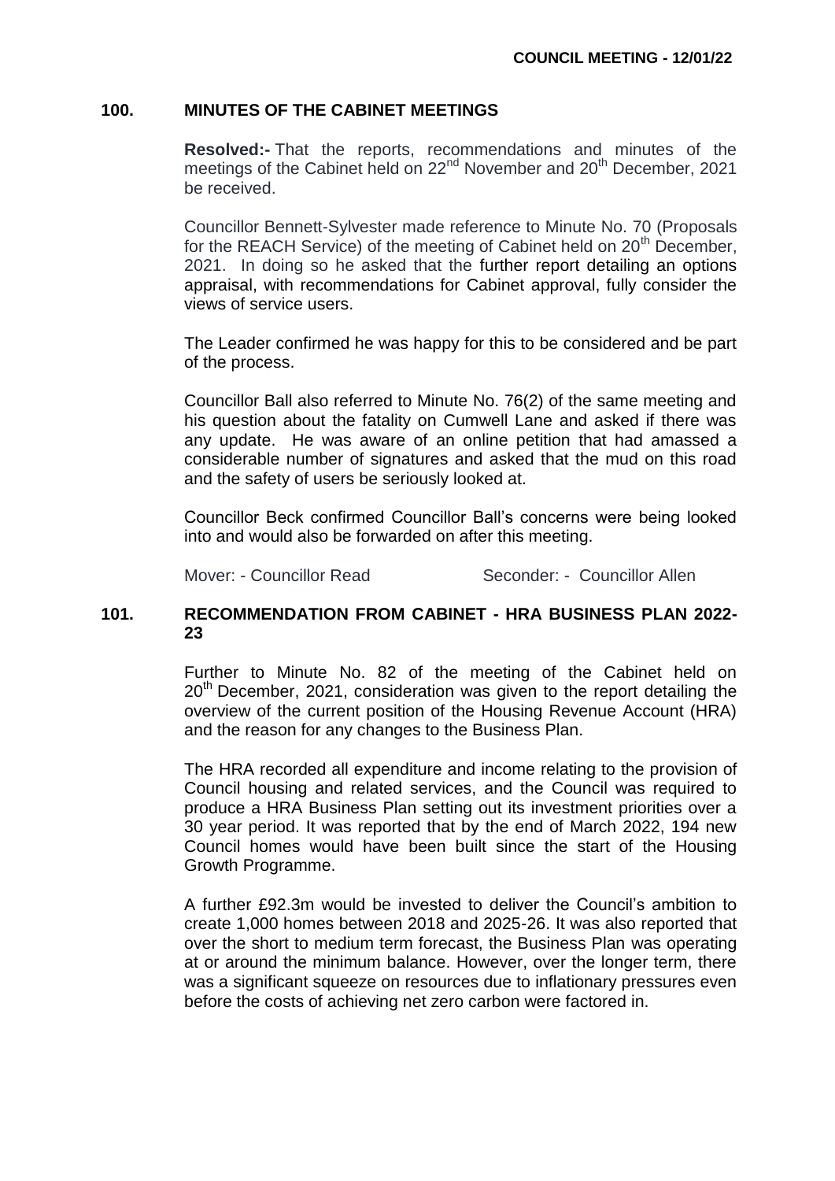## 100. MINUTES OF THE CABINET MEETINGS

**Resolved:-** That the reports, recommendations and minutes of the meetings of the Cabinet held on 22nd November and 20th December, 2021 be received.

Councillor Bennett-Sylvester made reference to Minute No. 70 (Proposals for the REACH Service) of the meeting of Cabinet held on 20th December, 2021. In doing so he asked that the further report detailing an options appraisal, with recommendations for Cabinet approval, fully consider the views of service users.

The Leader confirmed he was happy for this to be considered and be part of the process.

Councillor Ball also referred to Minute No. 76(2) of the same meeting and his question about the fatality on Cumwell Lane and asked if there was any update. He was aware of an online petition that had amassed a considerable number of signatures and asked that the mud on this road and the safety of users be seriously looked at.

Councillor Beck confirmed Councillor Ball's concerns were being looked into and would also be forwarded on after this meeting.

Mover: - Councillor Read Seconder: - Councillor Allen

## 101. RECOMMENDATION FROM CABINET - HRA BUSINESS PLAN 2022-23

Further to Minute No. 82 of the meeting of the Cabinet held on 20th December, 2021, consideration was given to the report detailing the overview of the current position of the Housing Revenue Account (HRA) and the reason for any changes to the Business Plan.

The HRA recorded all expenditure and income relating to the provision of Council housing and related services, and the Council was required to produce a HRA Business Plan setting out its investment priorities over a 30 year period. It was reported that by the end of March 2022, 194 new Council homes would have been built since the start of the Housing Growth Programme.

A further £92.3m would be invested to deliver the Council's ambition to create 1,000 homes between 2018 and 2025-26. It was also reported that over the short to medium term forecast, the Business Plan was operating at or around the minimum balance. However, over the longer term, there was a significant squeeze on resources due to inflationary pressures even before the costs of achieving net zero carbon were factored in.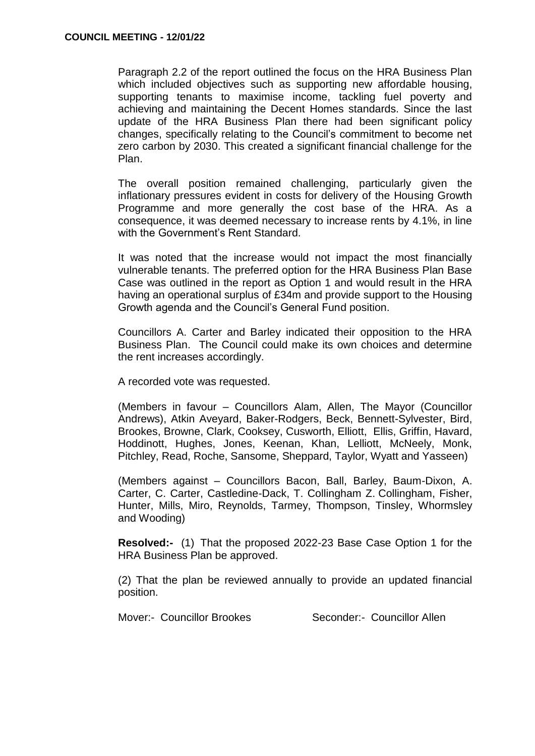Paragraph 2.2 of the report outlined the focus on the HRA Business Plan which included objectives such as supporting new affordable housing, supporting tenants to maximise income, tackling fuel poverty and achieving and maintaining the Decent Homes standards. Since the last update of the HRA Business Plan there had been significant policy changes, specifically relating to the Council's commitment to become net zero carbon by 2030. This created a significant financial challenge for the Plan.

The overall position remained challenging, particularly given the inflationary pressures evident in costs for delivery of the Housing Growth Programme and more generally the cost base of the HRA. As a consequence, it was deemed necessary to increase rents by 4.1%, in line with the Government's Rent Standard.

It was noted that the increase would not impact the most financially vulnerable tenants. The preferred option for the HRA Business Plan Base Case was outlined in the report as Option 1 and would result in the HRA having an operational surplus of £34m and provide support to the Housing Growth agenda and the Council's General Fund position.

Councillors A. Carter and Barley indicated their opposition to the HRA Business Plan. The Council could make its own choices and determine the rent increases accordingly.

A recorded vote was requested.

(Members in favour – Councillors Alam, Allen, The Mayor (Councillor Andrews), Atkin Aveyard, Baker-Rodgers, Beck, Bennett-Sylvester, Bird, Brookes, Browne, Clark, Cooksey, Cusworth, Elliott, Ellis, Griffin, Havard, Hoddinott, Hughes, Jones, Keenan, Khan, Lelliott, McNeely, Monk, Pitchley, Read, Roche, Sansome, Sheppard, Taylor, Wyatt and Yasseen)

(Members against – Councillors Bacon, Ball, Barley, Baum-Dixon, A. Carter, C. Carter, Castledine-Dack, T. Collingham Z. Collingham, Fisher, Hunter, Mills, Miro, Reynolds, Tarmey, Thompson, Tinsley, Whormsley and Wooding)

**Resolved:-** (1) That the proposed 2022-23 Base Case Option 1 for the HRA Business Plan be approved.

(2) That the plan be reviewed annually to provide an updated financial position.

Mover:- Councillor Brookes Seconder:- Councillor Allen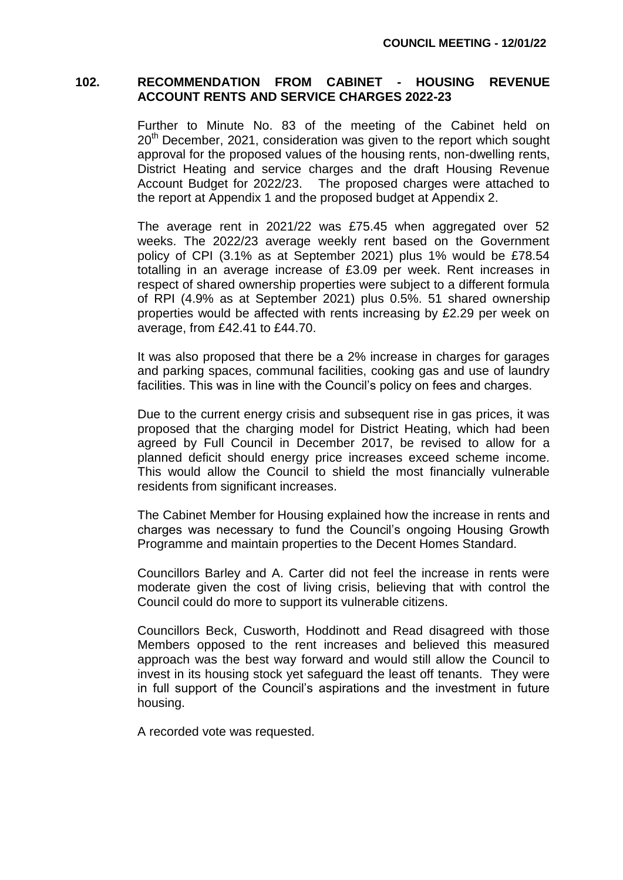## 102. RECOMMENDATION FROM CABINET - HOUSING REVENUE ACCOUNT RENTS AND SERVICE CHARGES 2022-23

Further to Minute No. 83 of the meeting of the Cabinet held on 20th December, 2021, consideration was given to the report which sought approval for the proposed values of the housing rents, non-dwelling rents, District Heating and service charges and the draft Housing Revenue Account Budget for 2022/23. The proposed charges were attached to the report at Appendix 1 and the proposed budget at Appendix 2.

The average rent in 2021/22 was £75.45 when aggregated over 52 weeks. The 2022/23 average weekly rent based on the Government policy of CPI (3.1% as at September 2021) plus 1% would be £78.54 totalling in an average increase of £3.09 per week. Rent increases in respect of shared ownership properties were subject to a different formula of RPI (4.9% as at September 2021) plus 0.5%. 51 shared ownership properties would be affected with rents increasing by £2.29 per week on average, from £42.41 to £44.70.

It was also proposed that there be a 2% increase in charges for garages and parking spaces, communal facilities, cooking gas and use of laundry facilities. This was in line with the Council's policy on fees and charges.

Due to the current energy crisis and subsequent rise in gas prices, it was proposed that the charging model for District Heating, which had been agreed by Full Council in December 2017, be revised to allow for a planned deficit should energy price increases exceed scheme income. This would allow the Council to shield the most financially vulnerable residents from significant increases.

The Cabinet Member for Housing explained how the increase in rents and charges was necessary to fund the Council's ongoing Housing Growth Programme and maintain properties to the Decent Homes Standard.

Councillors Barley and A. Carter did not feel the increase in rents were moderate given the cost of living crisis, believing that with control the Council could do more to support its vulnerable citizens.

Councillors Beck, Cusworth, Hoddinott and Read disagreed with those Members opposed to the rent increases and believed this measured approach was the best way forward and would still allow the Council to invest in its housing stock yet safeguard the least off tenants. They were in full support of the Council's aspirations and the investment in future housing.

A recorded vote was requested.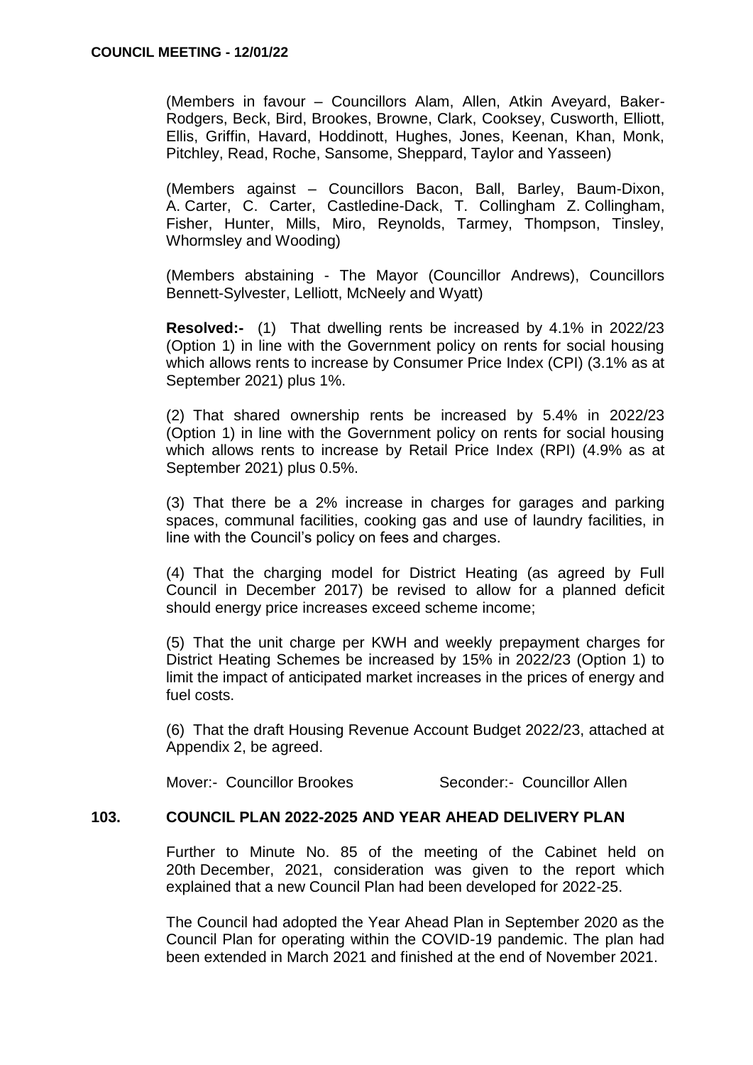(Members in favour – Councillors Alam, Allen, Atkin Aveyard, Baker-Rodgers, Beck, Bird, Brookes, Browne, Clark, Cooksey, Cusworth, Elliott, Ellis, Griffin, Havard, Hoddinott, Hughes, Jones, Keenan, Khan, Monk, Pitchley, Read, Roche, Sansome, Sheppard, Taylor and Yasseen)

(Members against – Councillors Bacon, Ball, Barley, Baum-Dixon, A. Carter, C. Carter, Castledine-Dack, T. Collingham Z. Collingham, Fisher, Hunter, Mills, Miro, Reynolds, Tarmey, Thompson, Tinsley, Whormsley and Wooding)

(Members abstaining - The Mayor (Councillor Andrews), Councillors Bennett-Sylvester, Lelliott, McNeely and Wyatt)

**Resolved:-** (1) That dwelling rents be increased by 4.1% in 2022/23 (Option 1) in line with the Government policy on rents for social housing which allows rents to increase by Consumer Price Index (CPI) (3.1% as at September 2021) plus 1%.

(2) That shared ownership rents be increased by 5.4% in 2022/23 (Option 1) in line with the Government policy on rents for social housing which allows rents to increase by Retail Price Index (RPI) (4.9% as at September 2021) plus 0.5%.

(3) That there be a 2% increase in charges for garages and parking spaces, communal facilities, cooking gas and use of laundry facilities, in line with the Council's policy on fees and charges.

(4) That the charging model for District Heating (as agreed by Full Council in December 2017) be revised to allow for a planned deficit should energy price increases exceed scheme income;

(5) That the unit charge per KWH and weekly prepayment charges for District Heating Schemes be increased by 15% in 2022/23 (Option 1) to limit the impact of anticipated market increases in the prices of energy and fuel costs.

(6) That the draft Housing Revenue Account Budget 2022/23, attached at Appendix 2, be agreed.

Mover:- Councillor Brookes    Seconder:- Councillor Allen

## 103. COUNCIL PLAN 2022-2025 AND YEAR AHEAD DELIVERY PLAN

Further to Minute No. 85 of the meeting of the Cabinet held on 20th December, 2021, consideration was given to the report which explained that a new Council Plan had been developed for 2022-25.

The Council had adopted the Year Ahead Plan in September 2020 as the Council Plan for operating within the COVID-19 pandemic. The plan had been extended in March 2021 and finished at the end of November 2021.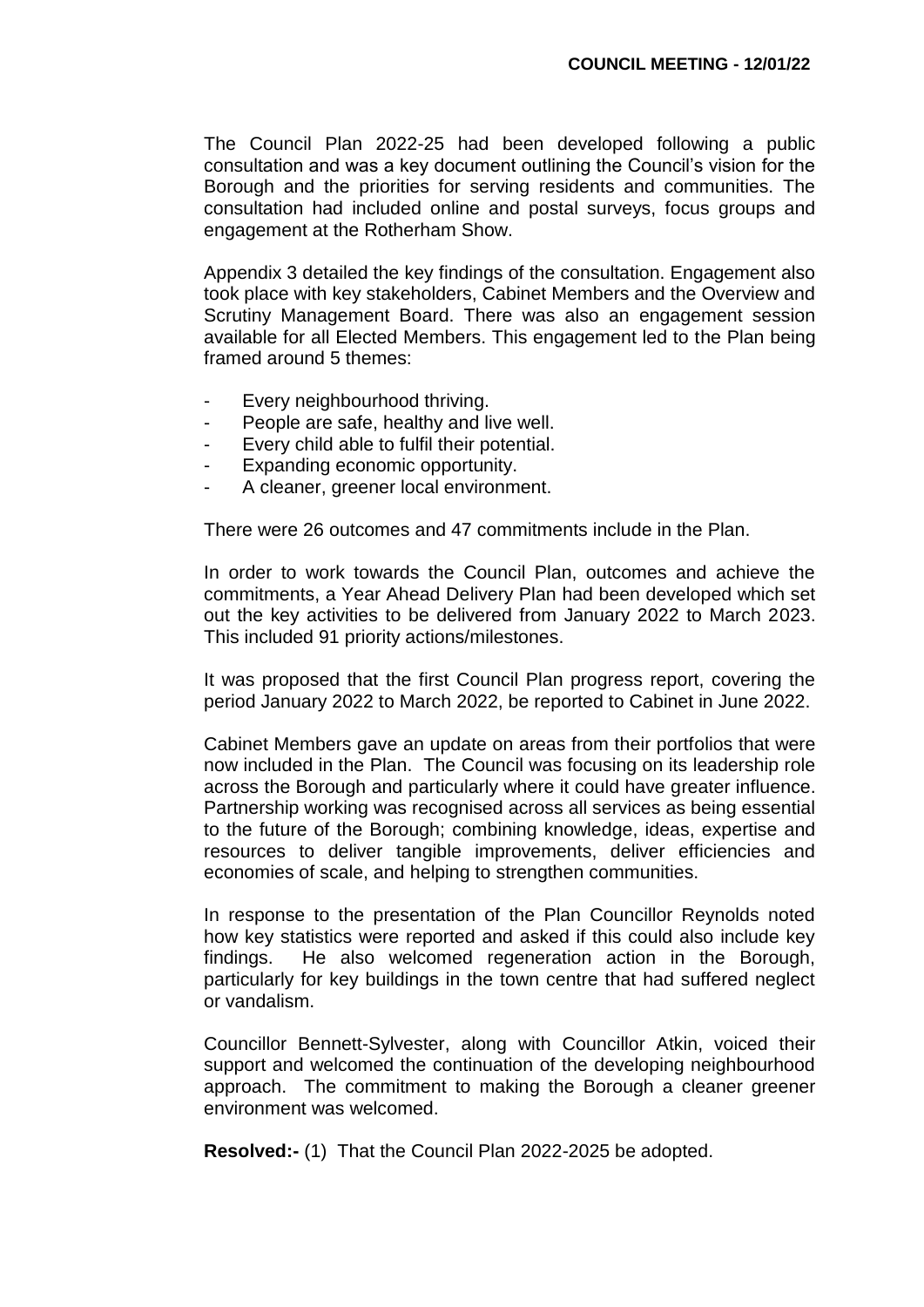The Council Plan 2022-25 had been developed following a public consultation and was a key document outlining the Council's vision for the Borough and the priorities for serving residents and communities. The consultation had included online and postal surveys, focus groups and engagement at the Rotherham Show.

Appendix 3 detailed the key findings of the consultation. Engagement also took place with key stakeholders, Cabinet Members and the Overview and Scrutiny Management Board. There was also an engagement session available for all Elected Members. This engagement led to the Plan being framed around 5 themes:

- Every neighbourhood thriving.
- People are safe, healthy and live well.
- Every child able to fulfil their potential.
- Expanding economic opportunity.
- A cleaner, greener local environment.

There were 26 outcomes and 47 commitments include in the Plan.

In order to work towards the Council Plan, outcomes and achieve the commitments, a Year Ahead Delivery Plan had been developed which set out the key activities to be delivered from January 2022 to March 2023. This included 91 priority actions/milestones.

It was proposed that the first Council Plan progress report, covering the period January 2022 to March 2022, be reported to Cabinet in June 2022.

Cabinet Members gave an update on areas from their portfolios that were now included in the Plan. The Council was focusing on its leadership role across the Borough and particularly where it could have greater influence. Partnership working was recognised across all services as being essential to the future of the Borough; combining knowledge, ideas, expertise and resources to deliver tangible improvements, deliver efficiencies and economies of scale, and helping to strengthen communities.

In response to the presentation of the Plan Councillor Reynolds noted how key statistics were reported and asked if this could also include key findings. He also welcomed regeneration action in the Borough, particularly for key buildings in the town centre that had suffered neglect or vandalism.

Councillor Bennett-Sylvester, along with Councillor Atkin, voiced their support and welcomed the continuation of the developing neighbourhood approach. The commitment to making the Borough a cleaner greener environment was welcomed.

**Resolved:-** (1) That the Council Plan 2022-2025 be adopted.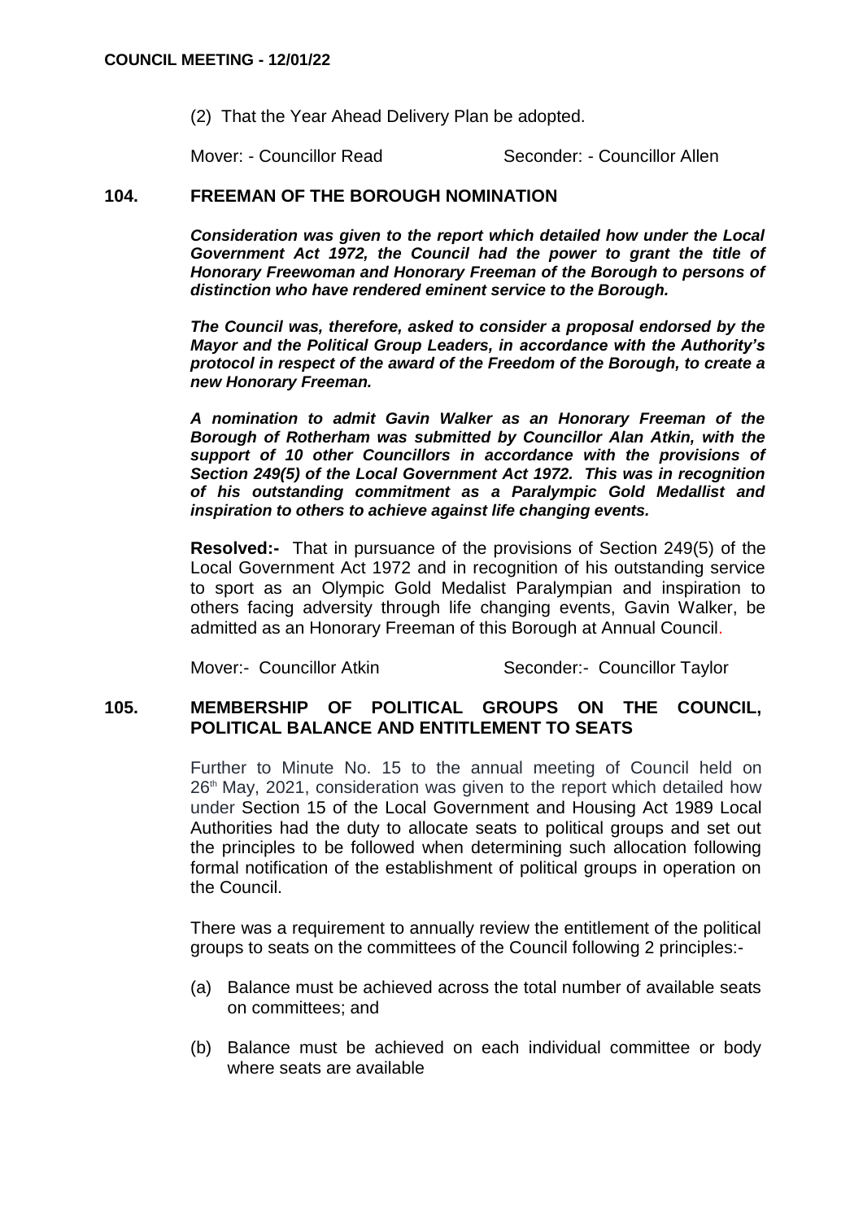(2) That the Year Ahead Delivery Plan be adopted.

Mover: - Councillor Read Seconder: - Councillor Allen

## 104. FREEMAN OF THE BOROUGH NOMINATION

***Consideration was given to the report which detailed how under the Local Government Act 1972, the Council had the power to grant the title of Honorary Freewoman and Honorary Freeman of the Borough to persons of distinction who have rendered eminent service to the Borough.***

***The Council was, therefore, asked to consider a proposal endorsed by the Mayor and the Political Group Leaders, in accordance with the Authority's protocol in respect of the award of the Freedom of the Borough, to create a new Honorary Freeman.***

***A nomination to admit Gavin Walker as an Honorary Freeman of the Borough of Rotherham was submitted by Councillor Alan Atkin, with the support of 10 other Councillors in accordance with the provisions of Section 249(5) of the Local Government Act 1972. This was in recognition of his outstanding commitment as a Paralympic Gold Medallist and inspiration to others to achieve against life changing events.***

**Resolved:-** That in pursuance of the provisions of Section 249(5) of the Local Government Act 1972 and in recognition of his outstanding service to sport as an Olympic Gold Medalist Paralympian and inspiration to others facing adversity through life changing events, Gavin Walker, be admitted as an Honorary Freeman of this Borough at Annual Council.

Mover:- Councillor Atkin Seconder:- Councillor Taylor

## 105. MEMBERSHIP OF POLITICAL GROUPS ON THE COUNCIL, POLITICAL BALANCE AND ENTITLEMENT TO SEATS

Further to Minute No. 15 to the annual meeting of Council held on 26th May, 2021, consideration was given to the report which detailed how under Section 15 of the Local Government and Housing Act 1989 Local Authorities had the duty to allocate seats to political groups and set out the principles to be followed when determining such allocation following formal notification of the establishment of political groups in operation on the Council.

There was a requirement to annually review the entitlement of the political groups to seats on the committees of the Council following 2 principles:-

(a) Balance must be achieved across the total number of available seats on committees; and

(b) Balance must be achieved on each individual committee or body where seats are available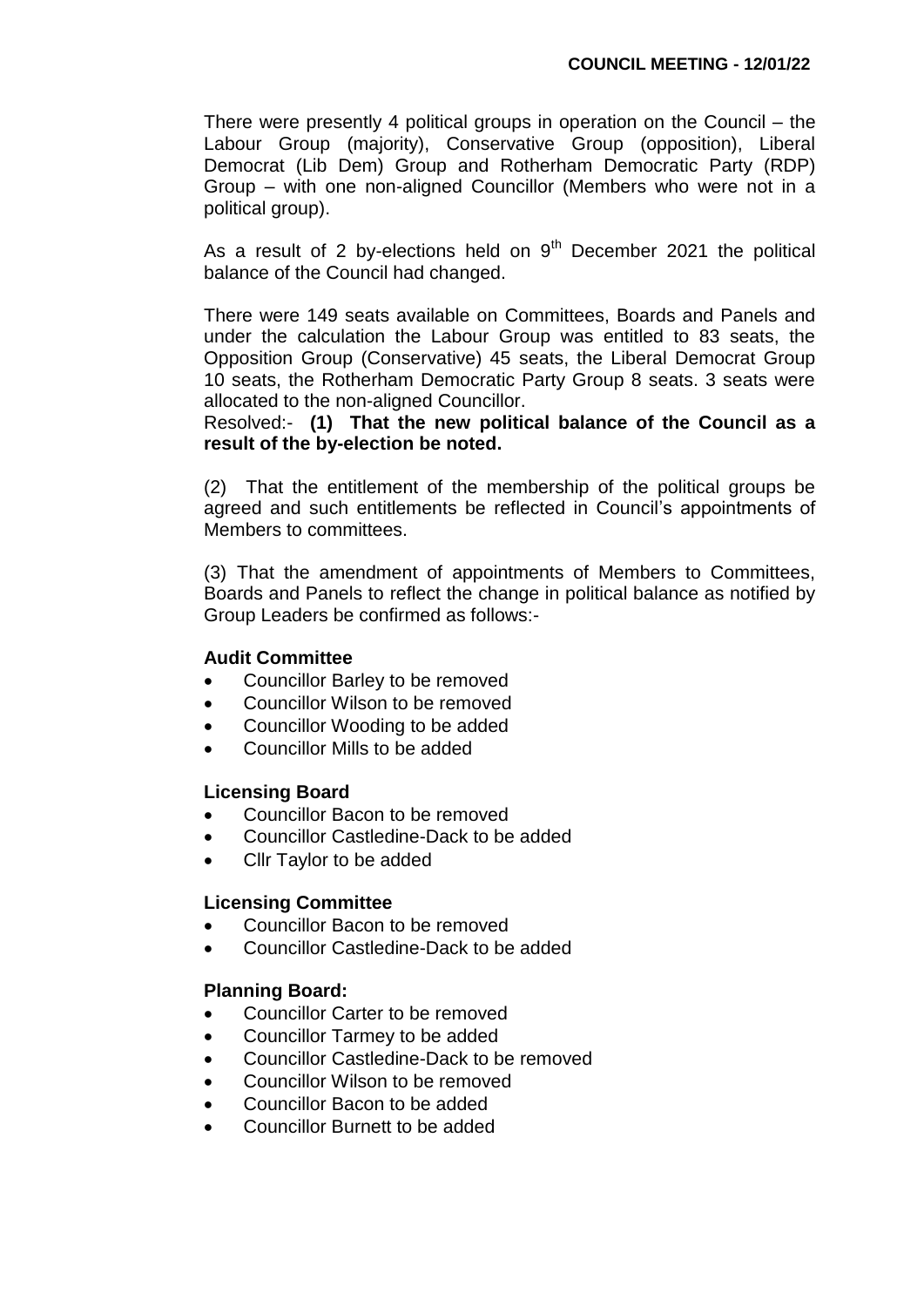There were presently 4 political groups in operation on the Council – the Labour Group (majority), Conservative Group (opposition), Liberal Democrat (Lib Dem) Group and Rotherham Democratic Party (RDP) Group – with one non-aligned Councillor (Members who were not in a political group).

As a result of 2 by-elections held on 9th December 2021 the political balance of the Council had changed.

There were 149 seats available on Committees, Boards and Panels and under the calculation the Labour Group was entitled to 83 seats, the Opposition Group (Conservative) 45 seats, the Liberal Democrat Group 10 seats, the Rotherham Democratic Party Group 8 seats. 3 seats were allocated to the non-aligned Councillor.

Resolved:- **(1) That the new political balance of the Council as a result of the by-election be noted.**

(2) That the entitlement of the membership of the political groups be agreed and such entitlements be reflected in Council's appointments of Members to committees.

(3) That the amendment of appointments of Members to Committees, Boards and Panels to reflect the change in political balance as notified by Group Leaders be confirmed as follows:-

**Audit Committee**

- Councillor Barley to be removed
- Councillor Wilson to be removed
- Councillor Wooding to be added
- Councillor Mills to be added

**Licensing Board**

- Councillor Bacon to be removed
- Councillor Castledine-Dack to be added
- Cllr Taylor to be added

**Licensing Committee**

- Councillor Bacon to be removed
- Councillor Castledine-Dack to be added

**Planning Board:**

- Councillor Carter to be removed
- Councillor Tarmey to be added
- Councillor Castledine-Dack to be removed
- Councillor Wilson to be removed
- Councillor Bacon to be added
- Councillor Burnett to be added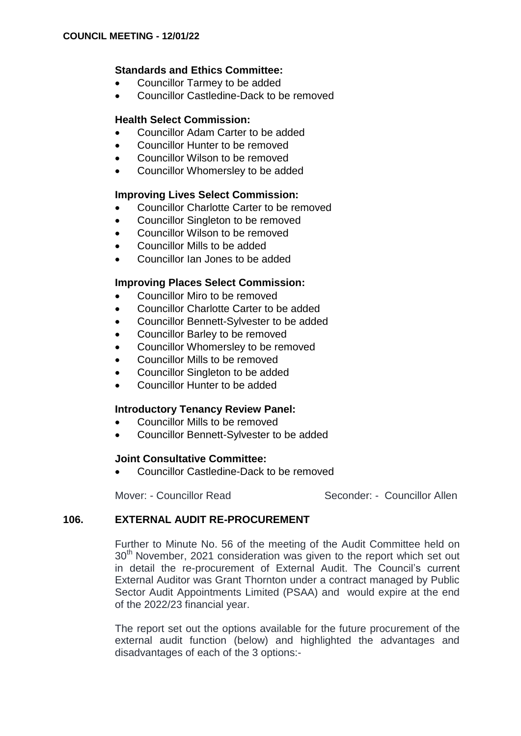**Standards and Ethics Committee:**

- Councillor Tarmey to be added
- Councillor Castledine-Dack to be removed

**Health Select Commission:**

- Councillor Adam Carter to be added
- Councillor Hunter to be removed
- Councillor Wilson to be removed
- Councillor Whomersley to be added

**Improving Lives Select Commission:**

- Councillor Charlotte Carter to be removed
- Councillor Singleton to be removed
- Councillor Wilson to be removed
- Councillor Mills to be added
- Councillor Ian Jones to be added

**Improving Places Select Commission:**

- Councillor Miro to be removed
- Councillor Charlotte Carter to be added
- Councillor Bennett-Sylvester to be added
- Councillor Barley to be removed
- Councillor Whomersley to be removed
- Councillor Mills to be removed
- Councillor Singleton to be added
- Councillor Hunter to be added

**Introductory Tenancy Review Panel:**

- Councillor Mills to be removed
- Councillor Bennett-Sylvester to be added

**Joint Consultative Committee:**

- Councillor Castledine-Dack to be removed

Mover: - Councillor Read Seconder: - Councillor Allen

## 106. EXTERNAL AUDIT RE-PROCUREMENT

Further to Minute No. 56 of the meeting of the Audit Committee held on 30th November, 2021 consideration was given to the report which set out in detail the re-procurement of External Audit. The Council's current External Auditor was Grant Thornton under a contract managed by Public Sector Audit Appointments Limited (PSAA) and would expire at the end of the 2022/23 financial year.

The report set out the options available for the future procurement of the external audit function (below) and highlighted the advantages and disadvantages of each of the 3 options:-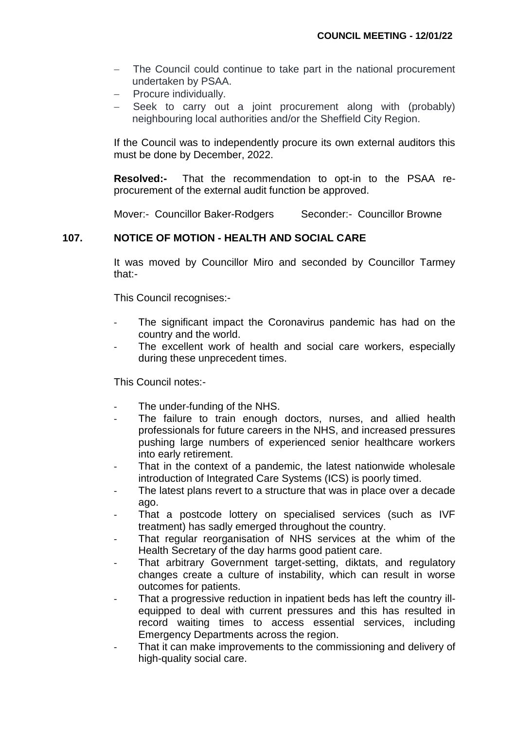- The Council could continue to take part in the national procurement undertaken by PSAA.
- Procure individually.
- Seek to carry out a joint procurement along with (probably) neighbouring local authorities and/or the Sheffield City Region.

If the Council was to independently procure its own external auditors this must be done by December, 2022.

**Resolved:-** That the recommendation to opt-in to the PSAA re-procurement of the external audit function be approved.

Mover:- Councillor Baker-Rodgers  Seconder:- Councillor Browne

## 107. NOTICE OF MOTION - HEALTH AND SOCIAL CARE

It was moved by Councillor Miro and seconded by Councillor Tarmey that:-

This Council recognises:-

- The significant impact the Coronavirus pandemic has had on the country and the world.
- The excellent work of health and social care workers, especially during these unprecedent times.

This Council notes:-

- The under-funding of the NHS.
- The failure to train enough doctors, nurses, and allied health professionals for future careers in the NHS, and increased pressures pushing large numbers of experienced senior healthcare workers into early retirement.
- That in the context of a pandemic, the latest nationwide wholesale introduction of Integrated Care Systems (ICS) is poorly timed.
- The latest plans revert to a structure that was in place over a decade ago.
- That a postcode lottery on specialised services (such as IVF treatment) has sadly emerged throughout the country.
- That regular reorganisation of NHS services at the whim of the Health Secretary of the day harms good patient care.
- That arbitrary Government target-setting, diktats, and regulatory changes create a culture of instability, which can result in worse outcomes for patients.
- That a progressive reduction in inpatient beds has left the country ill-equipped to deal with current pressures and this has resulted in record waiting times to access essential services, including Emergency Departments across the region.
- That it can make improvements to the commissioning and delivery of high-quality social care.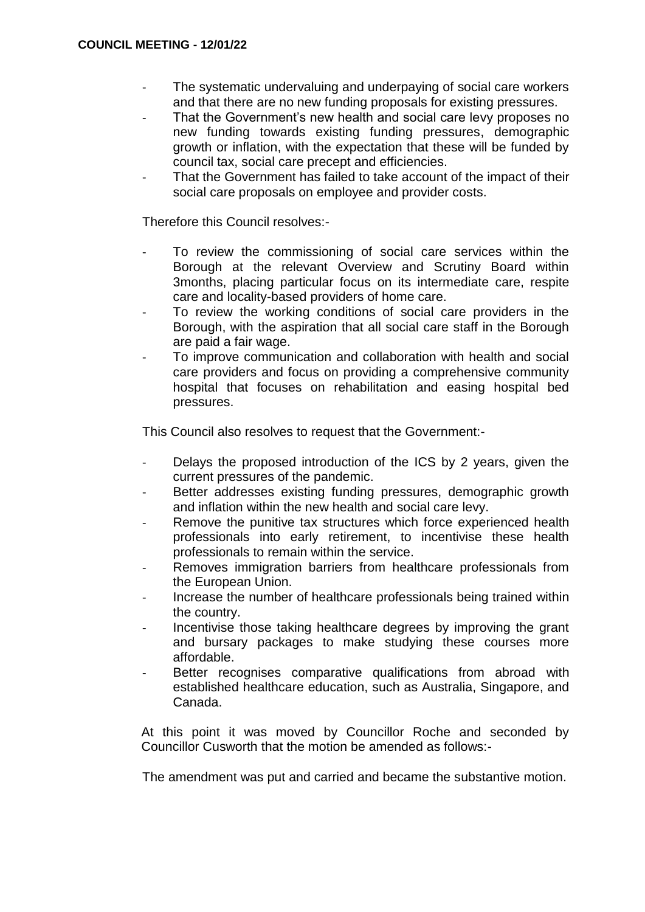- The systematic undervaluing and underpaying of social care workers and that there are no new funding proposals for existing pressures.
- That the Government's new health and social care levy proposes no new funding towards existing funding pressures, demographic growth or inflation, with the expectation that these will be funded by council tax, social care precept and efficiencies.
- That the Government has failed to take account of the impact of their social care proposals on employee and provider costs.

Therefore this Council resolves:-

- To review the commissioning of social care services within the Borough at the relevant Overview and Scrutiny Board within 3months, placing particular focus on its intermediate care, respite care and locality-based providers of home care.
- To review the working conditions of social care providers in the Borough, with the aspiration that all social care staff in the Borough are paid a fair wage.
- To improve communication and collaboration with health and social care providers and focus on providing a comprehensive community hospital that focuses on rehabilitation and easing hospital bed pressures.

This Council also resolves to request that the Government:-

- Delays the proposed introduction of the ICS by 2 years, given the current pressures of the pandemic.
- Better addresses existing funding pressures, demographic growth and inflation within the new health and social care levy.
- Remove the punitive tax structures which force experienced health professionals into early retirement, to incentivise these health professionals to remain within the service.
- Removes immigration barriers from healthcare professionals from the European Union.
- Increase the number of healthcare professionals being trained within the country.
- Incentivise those taking healthcare degrees by improving the grant and bursary packages to make studying these courses more affordable.
- Better recognises comparative qualifications from abroad with established healthcare education, such as Australia, Singapore, and Canada.

At this point it was moved by Councillor Roche and seconded by Councillor Cusworth that the motion be amended as follows:-

The amendment was put and carried and became the substantive motion.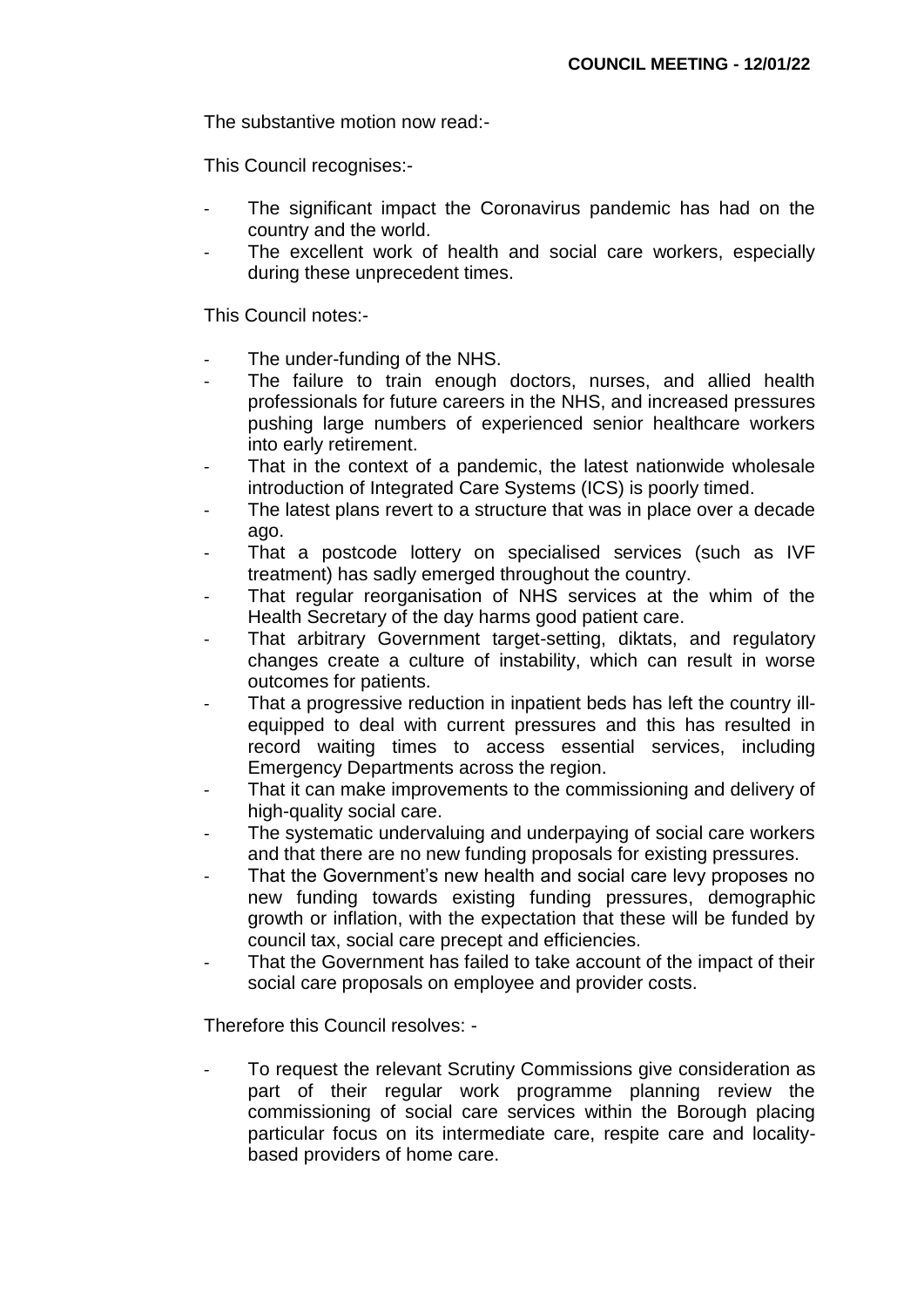The substantive motion now read:-

This Council recognises:-

- The significant impact the Coronavirus pandemic has had on the country and the world.
- The excellent work of health and social care workers, especially during these unprecedent times.

This Council notes:-

- The under-funding of the NHS.
- The failure to train enough doctors, nurses, and allied health professionals for future careers in the NHS, and increased pressures pushing large numbers of experienced senior healthcare workers into early retirement.
- That in the context of a pandemic, the latest nationwide wholesale introduction of Integrated Care Systems (ICS) is poorly timed.
- The latest plans revert to a structure that was in place over a decade ago.
- That a postcode lottery on specialised services (such as IVF treatment) has sadly emerged throughout the country.
- That regular reorganisation of NHS services at the whim of the Health Secretary of the day harms good patient care.
- That arbitrary Government target-setting, diktats, and regulatory changes create a culture of instability, which can result in worse outcomes for patients.
- That a progressive reduction in inpatient beds has left the country ill-equipped to deal with current pressures and this has resulted in record waiting times to access essential services, including Emergency Departments across the region.
- That it can make improvements to the commissioning and delivery of high-quality social care.
- The systematic undervaluing and underpaying of social care workers and that there are no new funding proposals for existing pressures.
- That the Government's new health and social care levy proposes no new funding towards existing funding pressures, demographic growth or inflation, with the expectation that these will be funded by council tax, social care precept and efficiencies.
- That the Government has failed to take account of the impact of their social care proposals on employee and provider costs.

Therefore this Council resolves: -

- To request the relevant Scrutiny Commissions give consideration as part of their regular work programme planning review the commissioning of social care services within the Borough placing particular focus on its intermediate care, respite care and locality-based providers of home care.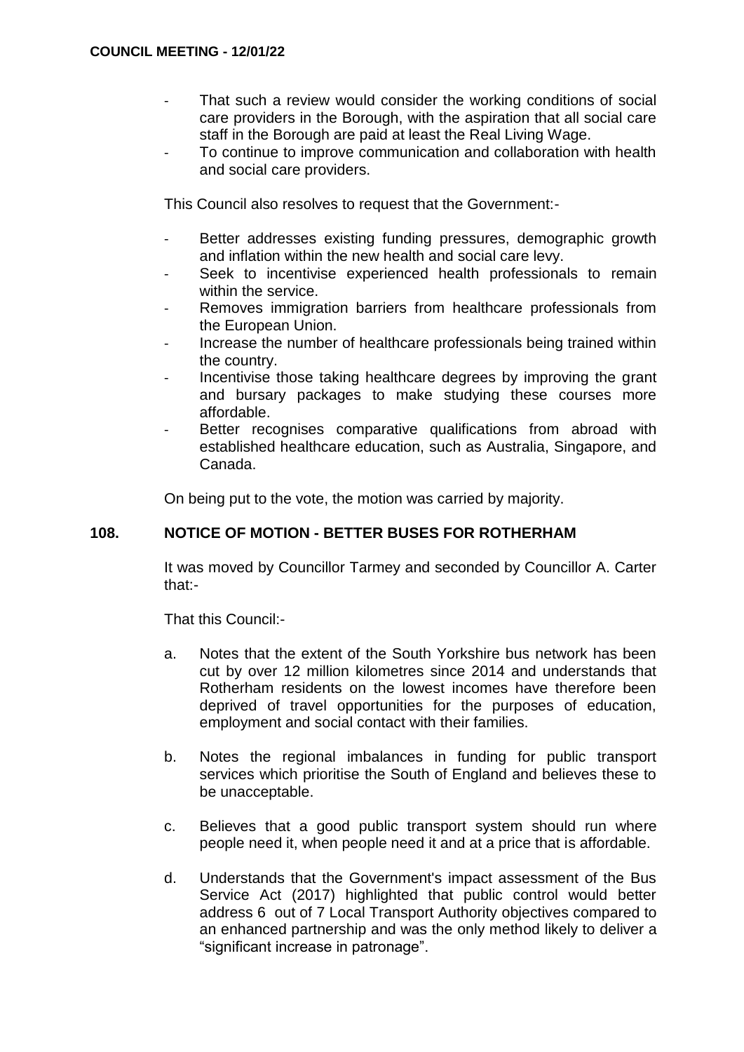- That such a review would consider the working conditions of social care providers in the Borough, with the aspiration that all social care staff in the Borough are paid at least the Real Living Wage.
- To continue to improve communication and collaboration with health and social care providers.

This Council also resolves to request that the Government:-

- Better addresses existing funding pressures, demographic growth and inflation within the new health and social care levy.
- Seek to incentivise experienced health professionals to remain within the service.
- Removes immigration barriers from healthcare professionals from the European Union.
- Increase the number of healthcare professionals being trained within the country.
- Incentivise those taking healthcare degrees by improving the grant and bursary packages to make studying these courses more affordable.
- Better recognises comparative qualifications from abroad with established healthcare education, such as Australia, Singapore, and Canada.

On being put to the vote, the motion was carried by majority.

## 108. NOTICE OF MOTION - BETTER BUSES FOR ROTHERHAM

It was moved by Councillor Tarmey and seconded by Councillor A. Carter that:-

That this Council:-

a. Notes that the extent of the South Yorkshire bus network has been cut by over 12 million kilometres since 2014 and understands that Rotherham residents on the lowest incomes have therefore been deprived of travel opportunities for the purposes of education, employment and social contact with their families.

b. Notes the regional imbalances in funding for public transport services which prioritise the South of England and believes these to be unacceptable.

c. Believes that a good public transport system should run where people need it, when people need it and at a price that is affordable.

d. Understands that the Government's impact assessment of the Bus Service Act (2017) highlighted that public control would better address 6 out of 7 Local Transport Authority objectives compared to an enhanced partnership and was the only method likely to deliver a "significant increase in patronage".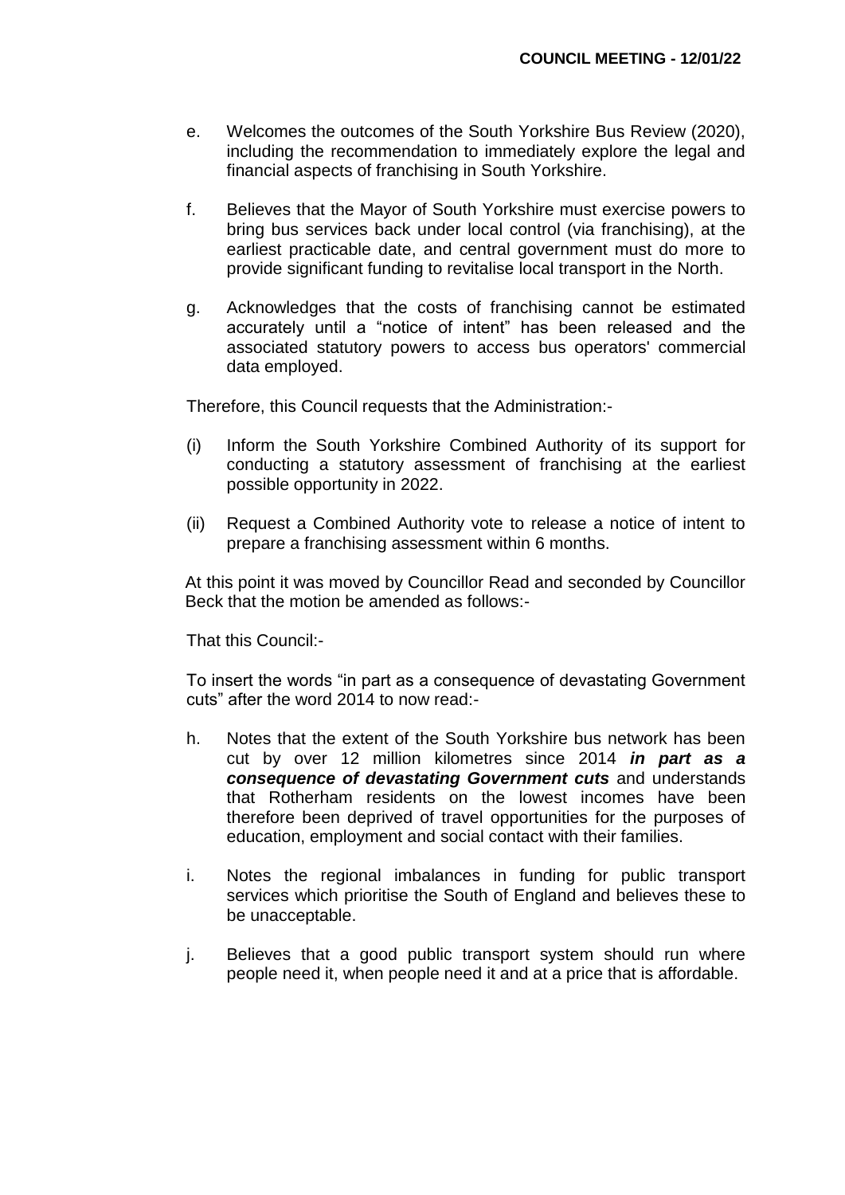e. Welcomes the outcomes of the South Yorkshire Bus Review (2020), including the recommendation to immediately explore the legal and financial aspects of franchising in South Yorkshire.

f. Believes that the Mayor of South Yorkshire must exercise powers to bring bus services back under local control (via franchising), at the earliest practicable date, and central government must do more to provide significant funding to revitalise local transport in the North.

g. Acknowledges that the costs of franchising cannot be estimated accurately until a "notice of intent" has been released and the associated statutory powers to access bus operators' commercial data employed.

Therefore, this Council requests that the Administration:-

(i) Inform the South Yorkshire Combined Authority of its support for conducting a statutory assessment of franchising at the earliest possible opportunity in 2022.

(ii) Request a Combined Authority vote to release a notice of intent to prepare a franchising assessment within 6 months.

At this point it was moved by Councillor Read and seconded by Councillor Beck that the motion be amended as follows:-

That this Council:-

To insert the words "in part as a consequence of devastating Government cuts" after the word 2014 to now read:-

h. Notes that the extent of the South Yorkshire bus network has been cut by over 12 million kilometres since 2014 ***in part as a consequence of devastating Government cuts*** and understands that Rotherham residents on the lowest incomes have been therefore been deprived of travel opportunities for the purposes of education, employment and social contact with their families.

i. Notes the regional imbalances in funding for public transport services which prioritise the South of England and believes these to be unacceptable.

j. Believes that a good public transport system should run where people need it, when people need it and at a price that is affordable.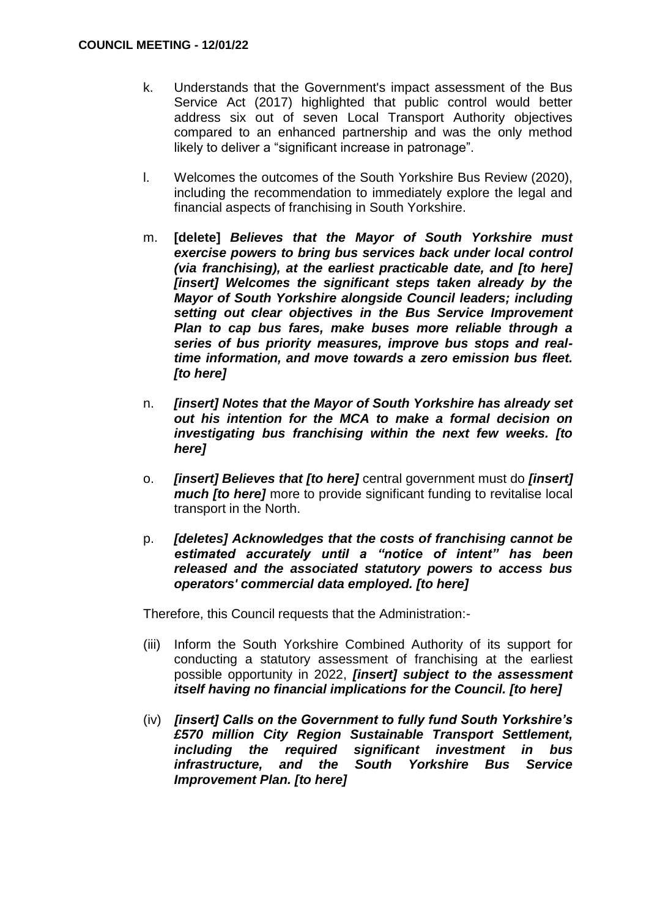k. Understands that the Government's impact assessment of the Bus Service Act (2017) highlighted that public control would better address six out of seven Local Transport Authority objectives compared to an enhanced partnership and was the only method likely to deliver a "significant increase in patronage".

l. Welcomes the outcomes of the South Yorkshire Bus Review (2020), including the recommendation to immediately explore the legal and financial aspects of franchising in South Yorkshire.

m. **[delete]** ***Believes that the Mayor of South Yorkshire must exercise powers to bring bus services back under local control (via franchising), at the earliest practicable date, and [to here] [insert] Welcomes the significant steps taken already by the Mayor of South Yorkshire alongside Council leaders; including setting out clear objectives in the Bus Service Improvement Plan to cap bus fares, make buses more reliable through a series of bus priority measures, improve bus stops and real-time information, and move towards a zero emission bus fleet. [to here]***

n. ***[insert] Notes that the Mayor of South Yorkshire has already set out his intention for the MCA to make a formal decision on investigating bus franchising within the next few weeks. [to here]***

o. ***[insert] Believes that [to here]*** central government must do ***[insert] much [to here]*** more to provide significant funding to revitalise local transport in the North.

p. ***[deletes] Acknowledges that the costs of franchising cannot be estimated accurately until a "notice of intent" has been released and the associated statutory powers to access bus operators' commercial data employed. [to here]***

Therefore, this Council requests that the Administration:-

(iii) Inform the South Yorkshire Combined Authority of its support for conducting a statutory assessment of franchising at the earliest possible opportunity in 2022, ***[insert] subject to the assessment itself having no financial implications for the Council. [to here]***

(iv) ***[insert] Calls on the Government to fully fund South Yorkshire's £570 million City Region Sustainable Transport Settlement, including the required significant investment in bus infrastructure, and the South Yorkshire Bus Service Improvement Plan. [to here]***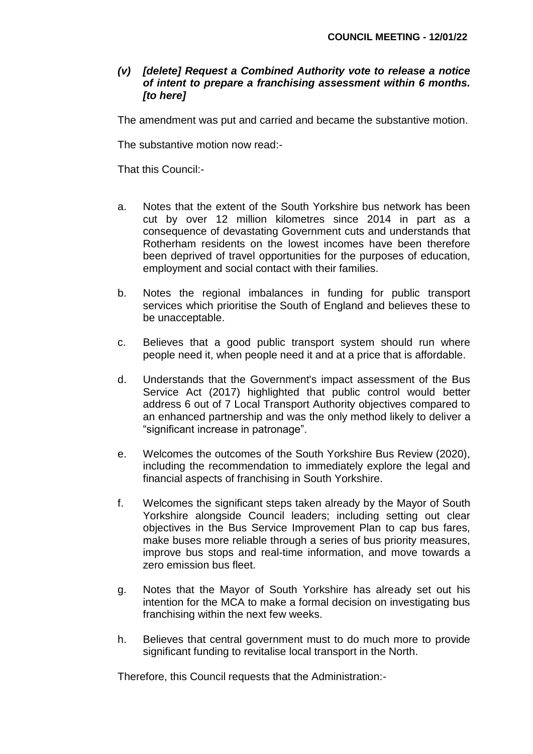***(v) [delete] Request a Combined Authority vote to release a notice of intent to prepare a franchising assessment within 6 months. [to here]***

The amendment was put and carried and became the substantive motion.

The substantive motion now read:-

That this Council:-

a. Notes that the extent of the South Yorkshire bus network has been cut by over 12 million kilometres since 2014 in part as a consequence of devastating Government cuts and understands that Rotherham residents on the lowest incomes have been therefore been deprived of travel opportunities for the purposes of education, employment and social contact with their families.

b. Notes the regional imbalances in funding for public transport services which prioritise the South of England and believes these to be unacceptable.

c. Believes that a good public transport system should run where people need it, when people need it and at a price that is affordable.

d. Understands that the Government's impact assessment of the Bus Service Act (2017) highlighted that public control would better address 6 out of 7 Local Transport Authority objectives compared to an enhanced partnership and was the only method likely to deliver a "significant increase in patronage".

e. Welcomes the outcomes of the South Yorkshire Bus Review (2020), including the recommendation to immediately explore the legal and financial aspects of franchising in South Yorkshire.

f. Welcomes the significant steps taken already by the Mayor of South Yorkshire alongside Council leaders; including setting out clear objectives in the Bus Service Improvement Plan to cap bus fares, make buses more reliable through a series of bus priority measures, improve bus stops and real-time information, and move towards a zero emission bus fleet.

g. Notes that the Mayor of South Yorkshire has already set out his intention for the MCA to make a formal decision on investigating bus franchising within the next few weeks.

h. Believes that central government must to do much more to provide significant funding to revitalise local transport in the North.

Therefore, this Council requests that the Administration:-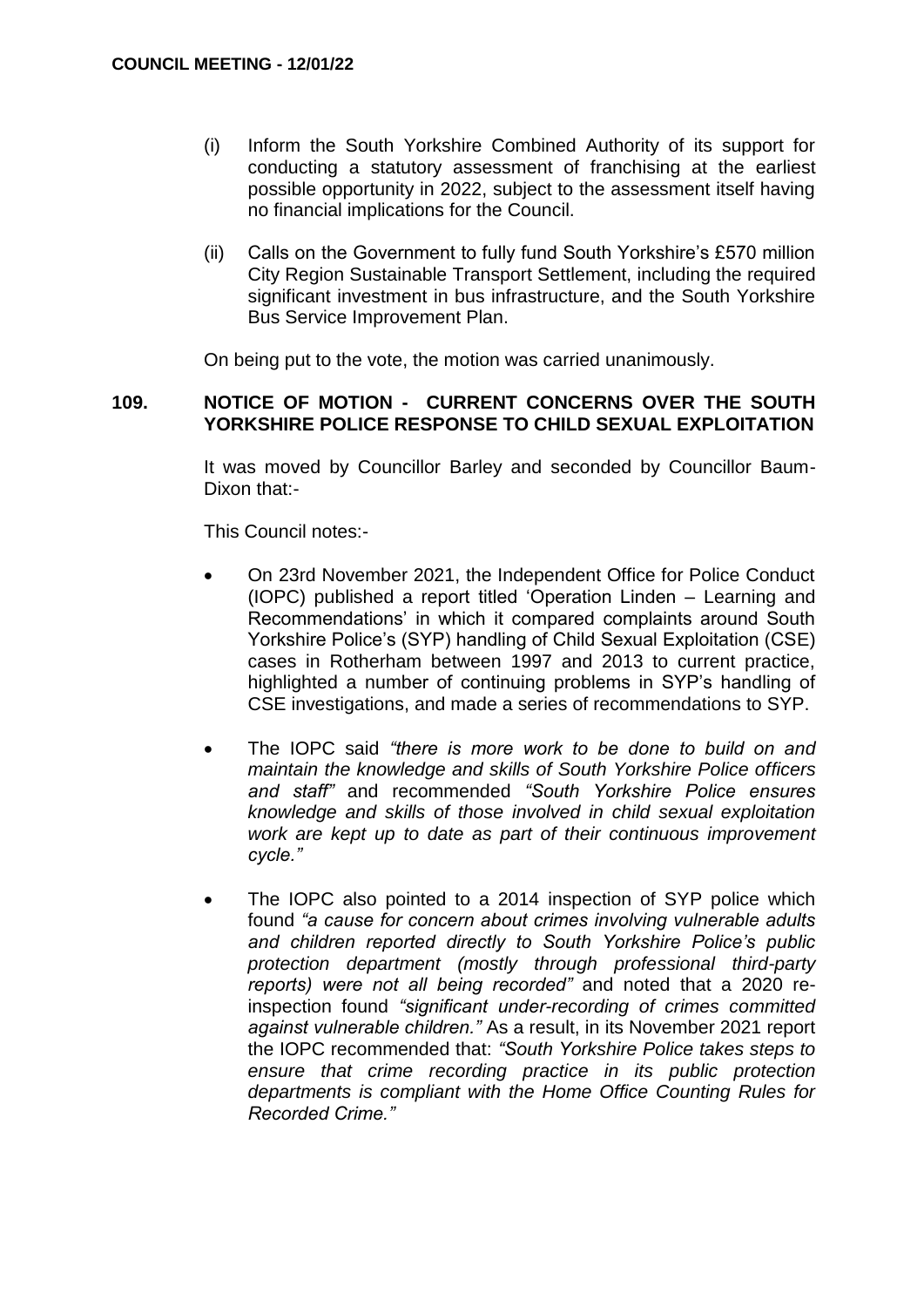(i) Inform the South Yorkshire Combined Authority of its support for conducting a statutory assessment of franchising at the earliest possible opportunity in 2022, subject to the assessment itself having no financial implications for the Council.

(ii) Calls on the Government to fully fund South Yorkshire's £570 million City Region Sustainable Transport Settlement, including the required significant investment in bus infrastructure, and the South Yorkshire Bus Service Improvement Plan.

On being put to the vote, the motion was carried unanimously.

## 109. NOTICE OF MOTION - CURRENT CONCERNS OVER THE SOUTH YORKSHIRE POLICE RESPONSE TO CHILD SEXUAL EXPLOITATION

It was moved by Councillor Barley and seconded by Councillor Baum-Dixon that:-

This Council notes:-

- On 23rd November 2021, the Independent Office for Police Conduct (IOPC) published a report titled 'Operation Linden – Learning and Recommendations' in which it compared complaints around South Yorkshire Police's (SYP) handling of Child Sexual Exploitation (CSE) cases in Rotherham between 1997 and 2013 to current practice, highlighted a number of continuing problems in SYP's handling of CSE investigations, and made a series of recommendations to SYP.

- The IOPC said *"there is more work to be done to build on and maintain the knowledge and skills of South Yorkshire Police officers and staff"* and recommended *"South Yorkshire Police ensures knowledge and skills of those involved in child sexual exploitation work are kept up to date as part of their continuous improvement cycle."*

- The IOPC also pointed to a 2014 inspection of SYP police which found *"a cause for concern about crimes involving vulnerable adults and children reported directly to South Yorkshire Police's public protection department (mostly through professional third-party reports) were not all being recorded"* and noted that a 2020 re-inspection found *"significant under-recording of crimes committed against vulnerable children."* As a result, in its November 2021 report the IOPC recommended that: *"South Yorkshire Police takes steps to ensure that crime recording practice in its public protection departments is compliant with the Home Office Counting Rules for Recorded Crime."*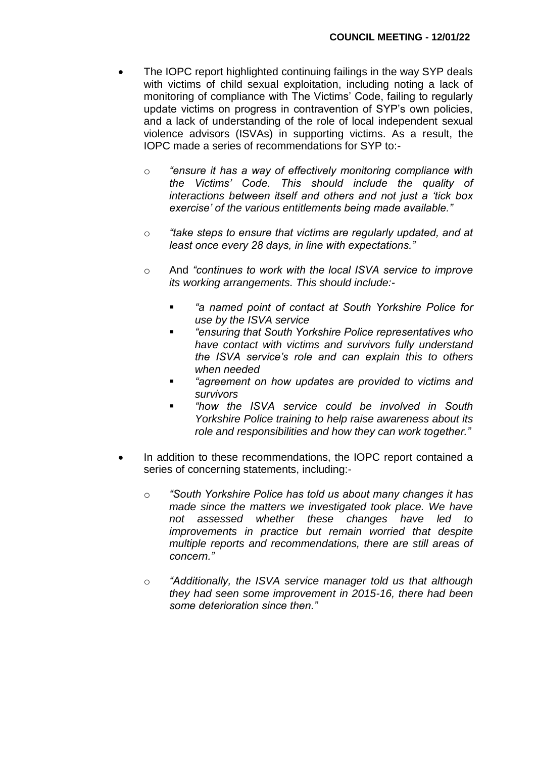- The IOPC report highlighted continuing failings in the way SYP deals with victims of child sexual exploitation, including noting a lack of monitoring of compliance with The Victims' Code, failing to regularly update victims on progress in contravention of SYP's own policies, and a lack of understanding of the role of local independent sexual violence advisors (ISVAs) in supporting victims. As a result, the IOPC made a series of recommendations for SYP to:-

  - *"ensure it has a way of effectively monitoring compliance with the Victims' Code. This should include the quality of interactions between itself and others and not just a 'tick box exercise' of the various entitlements being made available."*

  - *"take steps to ensure that victims are regularly updated, and at least once every 28 days, in line with expectations."*

  - And *"continues to work with the local ISVA service to improve its working arrangements. This should include:-*

    - *"a named point of contact at South Yorkshire Police for use by the ISVA service*
    - *"ensuring that South Yorkshire Police representatives who have contact with victims and survivors fully understand the ISVA service's role and can explain this to others when needed*
    - *"agreement on how updates are provided to victims and survivors*
    - *"how the ISVA service could be involved in South Yorkshire Police training to help raise awareness about its role and responsibilities and how they can work together."*

- In addition to these recommendations, the IOPC report contained a series of concerning statements, including:-

  - *"South Yorkshire Police has told us about many changes it has made since the matters we investigated took place. We have not assessed whether these changes have led to improvements in practice but remain worried that despite multiple reports and recommendations, there are still areas of concern."*

  - *"Additionally, the ISVA service manager told us that although they had seen some improvement in 2015-16, there had been some deterioration since then."*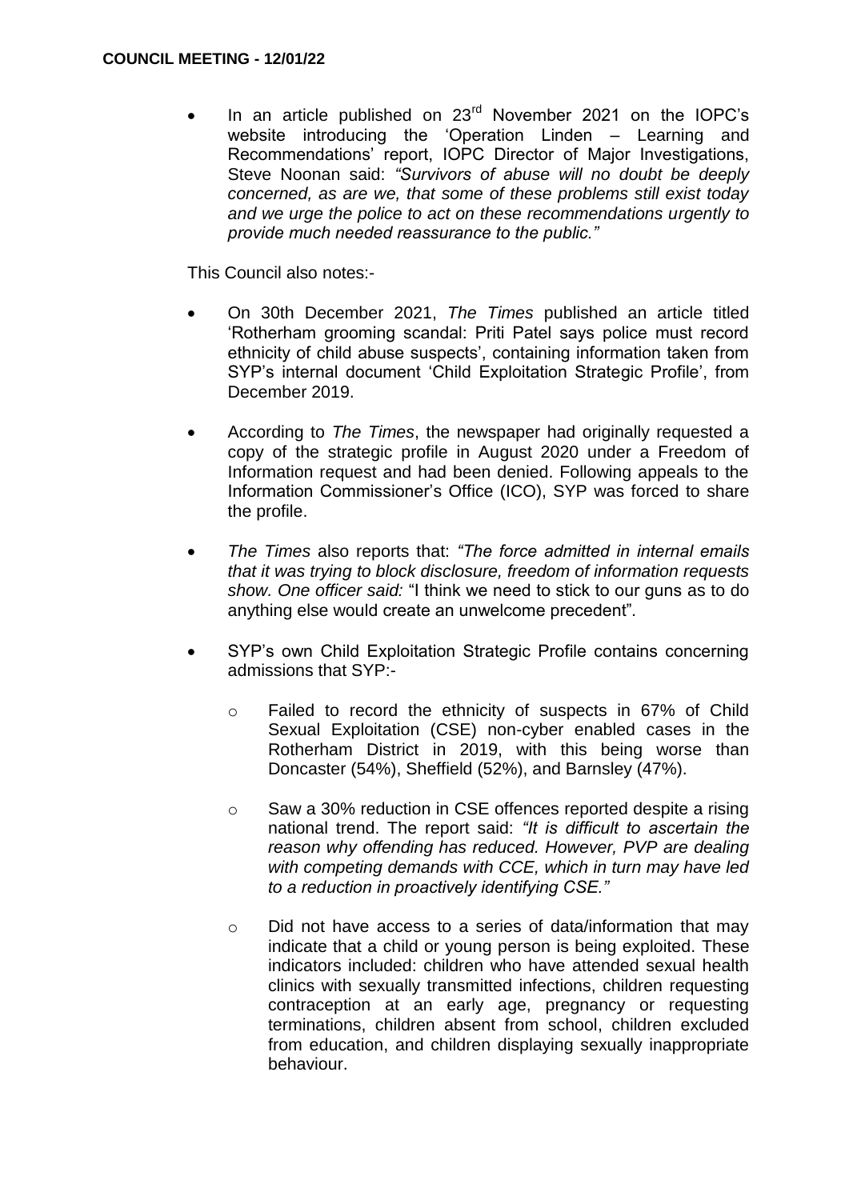- In an article published on 23rd November 2021 on the IOPC's website introducing the 'Operation Linden – Learning and Recommendations' report, IOPC Director of Major Investigations, Steve Noonan said: *"Survivors of abuse will no doubt be deeply concerned, as are we, that some of these problems still exist today and we urge the police to act on these recommendations urgently to provide much needed reassurance to the public."*

This Council also notes:-

- On 30th December 2021, *The Times* published an article titled 'Rotherham grooming scandal: Priti Patel says police must record ethnicity of child abuse suspects', containing information taken from SYP's internal document 'Child Exploitation Strategic Profile', from December 2019.
- According to *The Times*, the newspaper had originally requested a copy of the strategic profile in August 2020 under a Freedom of Information request and had been denied. Following appeals to the Information Commissioner's Office (ICO), SYP was forced to share the profile.
- *The Times* also reports that: *"The force admitted in internal emails that it was trying to block disclosure, freedom of information requests show. One officer said:* "I think we need to stick to our guns as to do anything else would create an unwelcome precedent".
- SYP's own Child Exploitation Strategic Profile contains concerning admissions that SYP:-
  - Failed to record the ethnicity of suspects in 67% of Child Sexual Exploitation (CSE) non-cyber enabled cases in the Rotherham District in 2019, with this being worse than Doncaster (54%), Sheffield (52%), and Barnsley (47%).
  - Saw a 30% reduction in CSE offences reported despite a rising national trend. The report said: *"It is difficult to ascertain the reason why offending has reduced. However, PVP are dealing with competing demands with CCE, which in turn may have led to a reduction in proactively identifying CSE."*
  - Did not have access to a series of data/information that may indicate that a child or young person is being exploited. These indicators included: children who have attended sexual health clinics with sexually transmitted infections, children requesting contraception at an early age, pregnancy or requesting terminations, children absent from school, children excluded from education, and children displaying sexually inappropriate behaviour.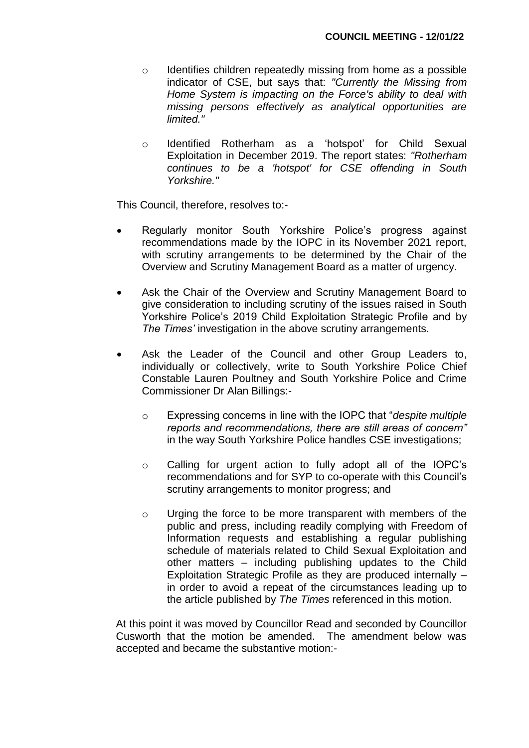- Identifies children repeatedly missing from home as a possible indicator of CSE, but says that: *"Currently the Missing from Home System is impacting on the Force's ability to deal with missing persons effectively as analytical opportunities are limited."*

- Identified Rotherham as a 'hotspot' for Child Sexual Exploitation in December 2019. The report states: *"Rotherham continues to be a 'hotspot' for CSE offending in South Yorkshire."*

This Council, therefore, resolves to:-

- Regularly monitor South Yorkshire Police's progress against recommendations made by the IOPC in its November 2021 report, with scrutiny arrangements to be determined by the Chair of the Overview and Scrutiny Management Board as a matter of urgency.

- Ask the Chair of the Overview and Scrutiny Management Board to give consideration to including scrutiny of the issues raised in South Yorkshire Police's 2019 Child Exploitation Strategic Profile and by *The Times'* investigation in the above scrutiny arrangements.

- Ask the Leader of the Council and other Group Leaders to, individually or collectively, write to South Yorkshire Police Chief Constable Lauren Poultney and South Yorkshire Police and Crime Commissioner Dr Alan Billings:-

  - Expressing concerns in line with the IOPC that "*despite multiple reports and recommendations, there are still areas of concern"* in the way South Yorkshire Police handles CSE investigations;

  - Calling for urgent action to fully adopt all of the IOPC's recommendations and for SYP to co-operate with this Council's scrutiny arrangements to monitor progress; and

  - Urging the force to be more transparent with members of the public and press, including readily complying with Freedom of Information requests and establishing a regular publishing schedule of materials related to Child Sexual Exploitation and other matters – including publishing updates to the Child Exploitation Strategic Profile as they are produced internally – in order to avoid a repeat of the circumstances leading up to the article published by *The Times* referenced in this motion.

At this point it was moved by Councillor Read and seconded by Councillor Cusworth that the motion be amended. The amendment below was accepted and became the substantive motion:-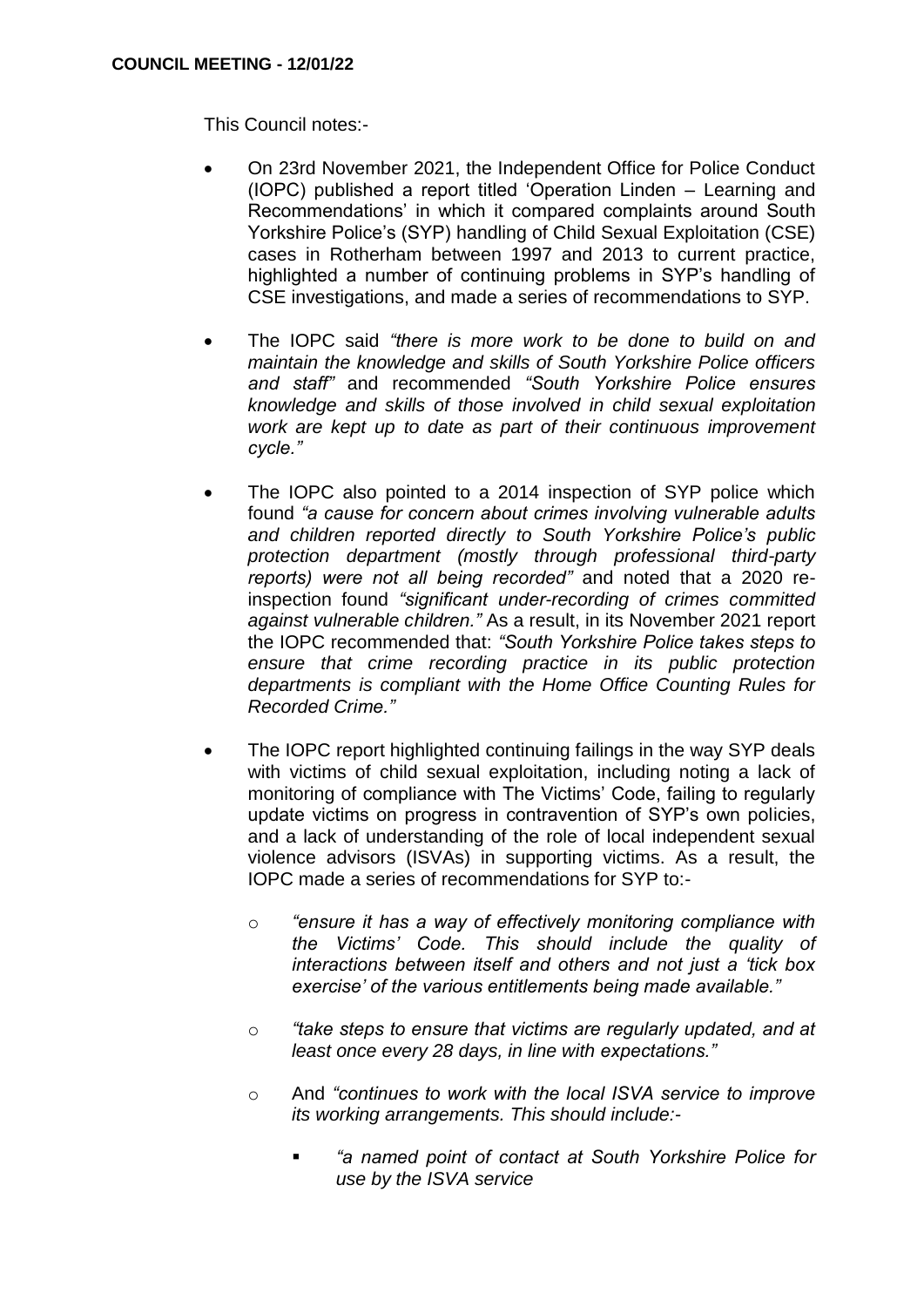**COUNCIL MEETING - 12/01/22**

This Council notes:-

- On 23rd November 2021, the Independent Office for Police Conduct (IOPC) published a report titled 'Operation Linden – Learning and Recommendations' in which it compared complaints around South Yorkshire Police's (SYP) handling of Child Sexual Exploitation (CSE) cases in Rotherham between 1997 and 2013 to current practice, highlighted a number of continuing problems in SYP's handling of CSE investigations, and made a series of recommendations to SYP.

- The IOPC said *"there is more work to be done to build on and maintain the knowledge and skills of South Yorkshire Police officers and staff"* and recommended *"South Yorkshire Police ensures knowledge and skills of those involved in child sexual exploitation work are kept up to date as part of their continuous improvement cycle."*

- The IOPC also pointed to a 2014 inspection of SYP police which found *"a cause for concern about crimes involving vulnerable adults and children reported directly to South Yorkshire Police's public protection department (mostly through professional third-party reports) were not all being recorded"* and noted that a 2020 re-inspection found *"significant under-recording of crimes committed against vulnerable children."* As a result, in its November 2021 report the IOPC recommended that: *"South Yorkshire Police takes steps to ensure that crime recording practice in its public protection departments is compliant with the Home Office Counting Rules for Recorded Crime."*

- The IOPC report highlighted continuing failings in the way SYP deals with victims of child sexual exploitation, including noting a lack of monitoring of compliance with The Victims' Code, failing to regularly update victims on progress in contravention of SYP's own policies, and a lack of understanding of the role of local independent sexual violence advisors (ISVAs) in supporting victims. As a result, the IOPC made a series of recommendations for SYP to:-

    - *"ensure it has a way of effectively monitoring compliance with the Victims' Code. This should include the quality of interactions between itself and others and not just a 'tick box exercise' of the various entitlements being made available."*

    - *"take steps to ensure that victims are regularly updated, and at least once every 28 days, in line with expectations."*

    - And *"continues to work with the local ISVA service to improve its working arrangements. This should include:-*

        - *"a named point of contact at South Yorkshire Police for use by the ISVA service*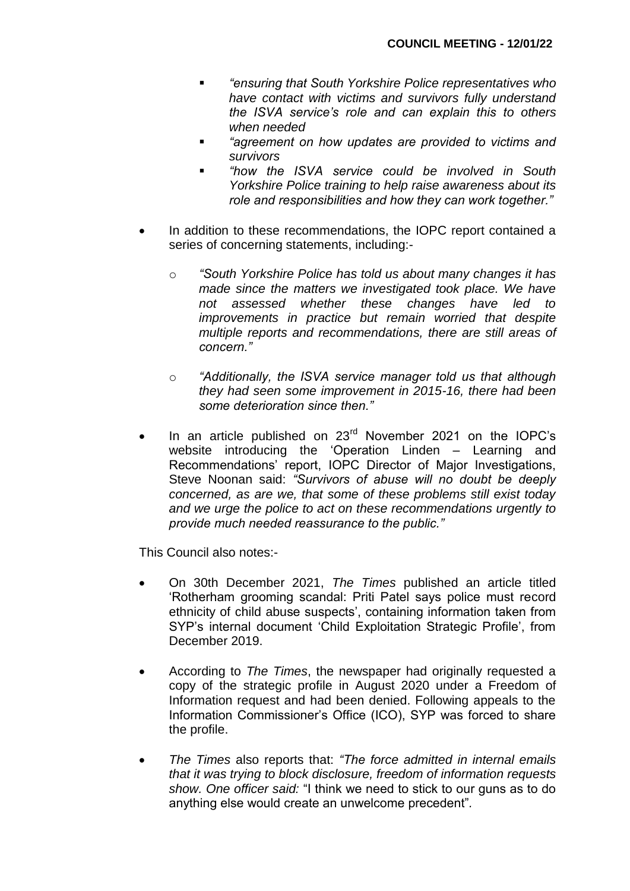- *"ensuring that South Yorkshire Police representatives who have contact with victims and survivors fully understand the ISVA service's role and can explain this to others when needed*
    - *"agreement on how updates are provided to victims and survivors*
    - *"how the ISVA service could be involved in South Yorkshire Police training to help raise awareness about its role and responsibilities and how they can work together."*

- In addition to these recommendations, the IOPC report contained a series of concerning statements, including:-

    - *"South Yorkshire Police has told us about many changes it has made since the matters we investigated took place. We have not assessed whether these changes have led to improvements in practice but remain worried that despite multiple reports and recommendations, there are still areas of concern."*

    - *"Additionally, the ISVA service manager told us that although they had seen some improvement in 2015-16, there had been some deterioration since then."*

- In an article published on 23rd November 2021 on the IOPC's website introducing the 'Operation Linden – Learning and Recommendations' report, IOPC Director of Major Investigations, Steve Noonan said: *"Survivors of abuse will no doubt be deeply concerned, as are we, that some of these problems still exist today and we urge the police to act on these recommendations urgently to provide much needed reassurance to the public."*

This Council also notes:-

- On 30th December 2021, *The Times* published an article titled 'Rotherham grooming scandal: Priti Patel says police must record ethnicity of child abuse suspects', containing information taken from SYP's internal document 'Child Exploitation Strategic Profile', from December 2019.

- According to *The Times*, the newspaper had originally requested a copy of the strategic profile in August 2020 under a Freedom of Information request and had been denied. Following appeals to the Information Commissioner's Office (ICO), SYP was forced to share the profile.

- *The Times* also reports that: *"The force admitted in internal emails that it was trying to block disclosure, freedom of information requests show. One officer said:* "I think we need to stick to our guns as to do anything else would create an unwelcome precedent".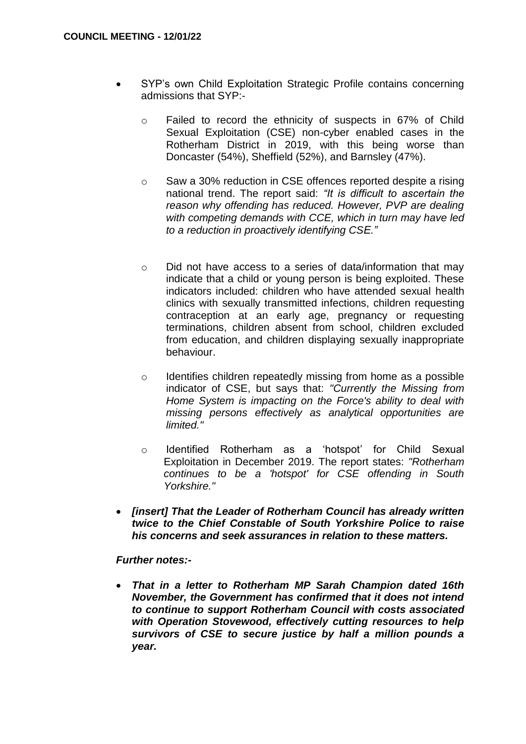- SYP's own Child Exploitation Strategic Profile contains concerning admissions that SYP:-

    - Failed to record the ethnicity of suspects in 67% of Child Sexual Exploitation (CSE) non-cyber enabled cases in the Rotherham District in 2019, with this being worse than Doncaster (54%), Sheffield (52%), and Barnsley (47%).

    - Saw a 30% reduction in CSE offences reported despite a rising national trend. The report said: *"It is difficult to ascertain the reason why offending has reduced. However, PVP are dealing with competing demands with CCE, which in turn may have led to a reduction in proactively identifying CSE."*

    - Did not have access to a series of data/information that may indicate that a child or young person is being exploited. These indicators included: children who have attended sexual health clinics with sexually transmitted infections, children requesting contraception at an early age, pregnancy or requesting terminations, children absent from school, children excluded from education, and children displaying sexually inappropriate behaviour.

    - Identifies children repeatedly missing from home as a possible indicator of CSE, but says that: *"Currently the Missing from Home System is impacting on the Force's ability to deal with missing persons effectively as analytical opportunities are limited."*

    - Identified Rotherham as a 'hotspot' for Child Sexual Exploitation in December 2019. The report states: *"Rotherham continues to be a 'hotspot' for CSE offending in South Yorkshire."*

- ***[insert] That the Leader of Rotherham Council has already written twice to the Chief Constable of South Yorkshire Police to raise his concerns and seek assurances in relation to these matters.***

***Further notes:-***

- ***That in a letter to Rotherham MP Sarah Champion dated 16th November, the Government has confirmed that it does not intend to continue to support Rotherham Council with costs associated with Operation Stovewood, effectively cutting resources to help survivors of CSE to secure justice by half a million pounds a year.***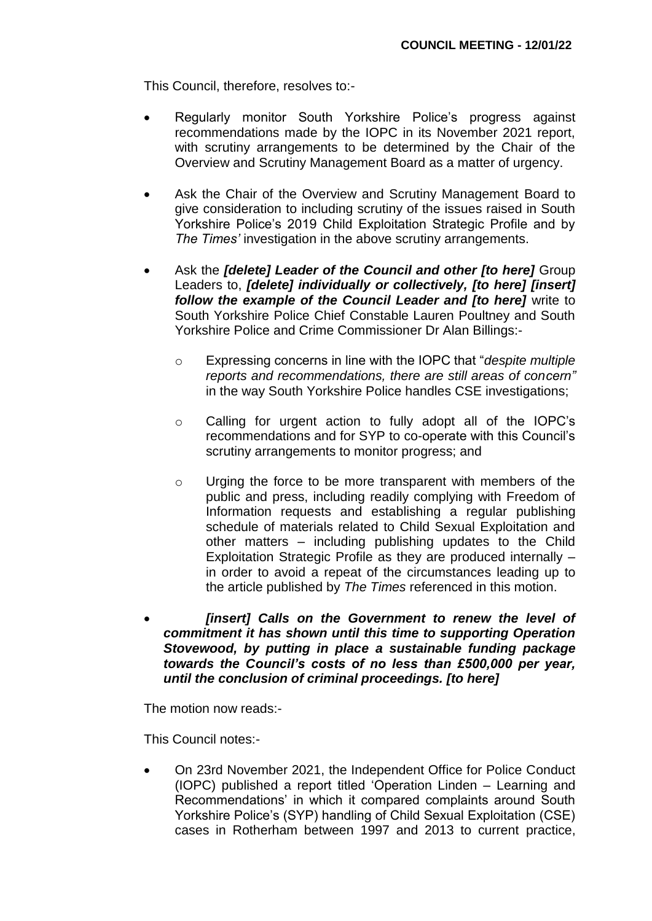This Council, therefore, resolves to:-

- Regularly monitor South Yorkshire Police's progress against recommendations made by the IOPC in its November 2021 report, with scrutiny arrangements to be determined by the Chair of the Overview and Scrutiny Management Board as a matter of urgency.

- Ask the Chair of the Overview and Scrutiny Management Board to give consideration to including scrutiny of the issues raised in South Yorkshire Police's 2019 Child Exploitation Strategic Profile and by *The Times'* investigation in the above scrutiny arrangements.

- Ask the ***[delete] Leader of the Council and other [to here]*** Group Leaders to, ***[delete] individually or collectively, [to here] [insert] follow the example of the Council Leader and [to here]*** write to South Yorkshire Police Chief Constable Lauren Poultney and South Yorkshire Police and Crime Commissioner Dr Alan Billings:-

    - Expressing concerns in line with the IOPC that "*despite multiple reports and recommendations, there are still areas of concern"* in the way South Yorkshire Police handles CSE investigations;

    - Calling for urgent action to fully adopt all of the IOPC's recommendations and for SYP to co-operate with this Council's scrutiny arrangements to monitor progress; and

    - Urging the force to be more transparent with members of the public and press, including readily complying with Freedom of Information requests and establishing a regular publishing schedule of materials related to Child Sexual Exploitation and other matters – including publishing updates to the Child Exploitation Strategic Profile as they are produced internally – in order to avoid a repeat of the circumstances leading up to the article published by *The Times* referenced in this motion.

- ***[insert] Calls on the Government to renew the level of commitment it has shown until this time to supporting Operation Stovewood, by putting in place a sustainable funding package towards the Council's costs of no less than £500,000 per year, until the conclusion of criminal proceedings. [to here]***

The motion now reads:-

This Council notes:-

- On 23rd November 2021, the Independent Office for Police Conduct (IOPC) published a report titled 'Operation Linden – Learning and Recommendations' in which it compared complaints around South Yorkshire Police's (SYP) handling of Child Sexual Exploitation (CSE) cases in Rotherham between 1997 and 2013 to current practice,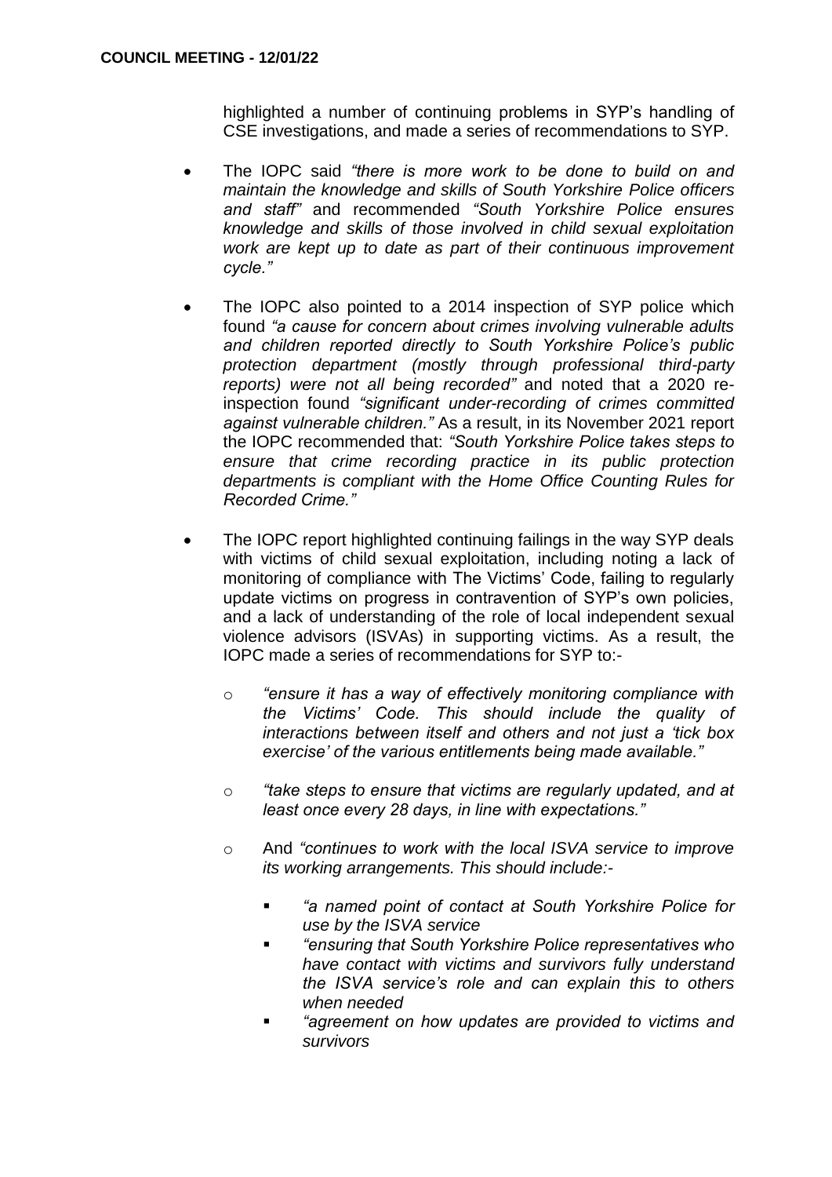highlighted a number of continuing problems in SYP's handling of CSE investigations, and made a series of recommendations to SYP.

- The IOPC said *"there is more work to be done to build on and maintain the knowledge and skills of South Yorkshire Police officers and staff"* and recommended *"South Yorkshire Police ensures knowledge and skills of those involved in child sexual exploitation work are kept up to date as part of their continuous improvement cycle."*

- The IOPC also pointed to a 2014 inspection of SYP police which found *"a cause for concern about crimes involving vulnerable adults and children reported directly to South Yorkshire Police's public protection department (mostly through professional third-party reports) were not all being recorded"* and noted that a 2020 re-inspection found *"significant under-recording of crimes committed against vulnerable children."* As a result, in its November 2021 report the IOPC recommended that: *"South Yorkshire Police takes steps to ensure that crime recording practice in its public protection departments is compliant with the Home Office Counting Rules for Recorded Crime."*

- The IOPC report highlighted continuing failings in the way SYP deals with victims of child sexual exploitation, including noting a lack of monitoring of compliance with The Victims' Code, failing to regularly update victims on progress in contravention of SYP's own policies, and a lack of understanding of the role of local independent sexual violence advisors (ISVAs) in supporting victims. As a result, the IOPC made a series of recommendations for SYP to:-

  - *"ensure it has a way of effectively monitoring compliance with the Victims' Code. This should include the quality of interactions between itself and others and not just a 'tick box exercise' of the various entitlements being made available."*

  - *"take steps to ensure that victims are regularly updated, and at least once every 28 days, in line with expectations."*

  - And *"continues to work with the local ISVA service to improve its working arrangements. This should include:-*

    - *"a named point of contact at South Yorkshire Police for use by the ISVA service*
    - *"ensuring that South Yorkshire Police representatives who have contact with victims and survivors fully understand the ISVA service's role and can explain this to others when needed*
    - *"agreement on how updates are provided to victims and survivors*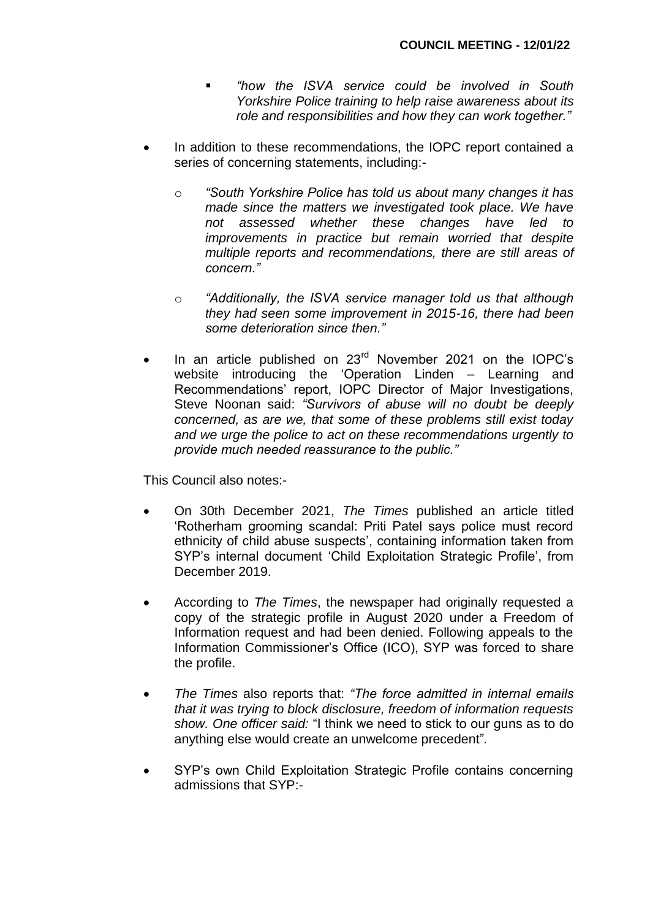- *"how the ISVA service could be involved in South Yorkshire Police training to help raise awareness about its role and responsibilities and how they can work together."*

- In addition to these recommendations, the IOPC report contained a series of concerning statements, including:-

  - *"South Yorkshire Police has told us about many changes it has made since the matters we investigated took place. We have not assessed whether these changes have led to improvements in practice but remain worried that despite multiple reports and recommendations, there are still areas of concern."*

  - *"Additionally, the ISVA service manager told us that although they had seen some improvement in 2015-16, there had been some deterioration since then."*

- In an article published on 23rd November 2021 on the IOPC's website introducing the 'Operation Linden – Learning and Recommendations' report, IOPC Director of Major Investigations, Steve Noonan said: *"Survivors of abuse will no doubt be deeply concerned, as are we, that some of these problems still exist today and we urge the police to act on these recommendations urgently to provide much needed reassurance to the public."*

This Council also notes:-

- On 30th December 2021, *The Times* published an article titled 'Rotherham grooming scandal: Priti Patel says police must record ethnicity of child abuse suspects', containing information taken from SYP's internal document 'Child Exploitation Strategic Profile', from December 2019.

- According to *The Times*, the newspaper had originally requested a copy of the strategic profile in August 2020 under a Freedom of Information request and had been denied. Following appeals to the Information Commissioner's Office (ICO), SYP was forced to share the profile.

- *The Times* also reports that: *"The force admitted in internal emails that it was trying to block disclosure, freedom of information requests show. One officer said:* "I think we need to stick to our guns as to do anything else would create an unwelcome precedent"*.*

- SYP's own Child Exploitation Strategic Profile contains concerning admissions that SYP:-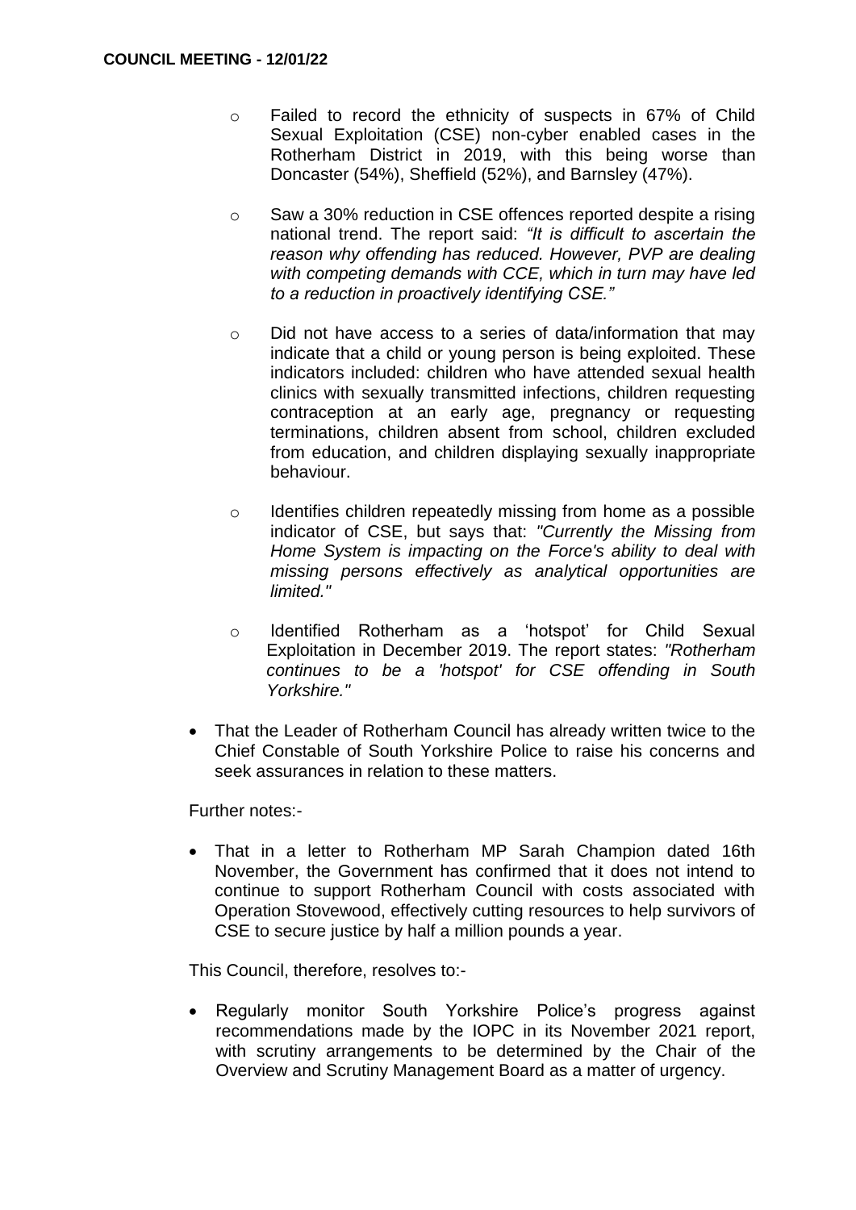- Failed to record the ethnicity of suspects in 67% of Child Sexual Exploitation (CSE) non-cyber enabled cases in the Rotherham District in 2019, with this being worse than Doncaster (54%), Sheffield (52%), and Barnsley (47%).

- Saw a 30% reduction in CSE offences reported despite a rising national trend. The report said: *"It is difficult to ascertain the reason why offending has reduced. However, PVP are dealing with competing demands with CCE, which in turn may have led to a reduction in proactively identifying CSE."*

- Did not have access to a series of data/information that may indicate that a child or young person is being exploited. These indicators included: children who have attended sexual health clinics with sexually transmitted infections, children requesting contraception at an early age, pregnancy or requesting terminations, children absent from school, children excluded from education, and children displaying sexually inappropriate behaviour.

- Identifies children repeatedly missing from home as a possible indicator of CSE, but says that: *"Currently the Missing from Home System is impacting on the Force's ability to deal with missing persons effectively as analytical opportunities are limited."*

- Identified Rotherham as a 'hotspot' for Child Sexual Exploitation in December 2019. The report states: *"Rotherham continues to be a 'hotspot' for CSE offending in South Yorkshire."*

- That the Leader of Rotherham Council has already written twice to the Chief Constable of South Yorkshire Police to raise his concerns and seek assurances in relation to these matters.

Further notes:-

- That in a letter to Rotherham MP Sarah Champion dated 16th November, the Government has confirmed that it does not intend to continue to support Rotherham Council with costs associated with Operation Stovewood, effectively cutting resources to help survivors of CSE to secure justice by half a million pounds a year.

This Council, therefore, resolves to:-

- Regularly monitor South Yorkshire Police's progress against recommendations made by the IOPC in its November 2021 report, with scrutiny arrangements to be determined by the Chair of the Overview and Scrutiny Management Board as a matter of urgency.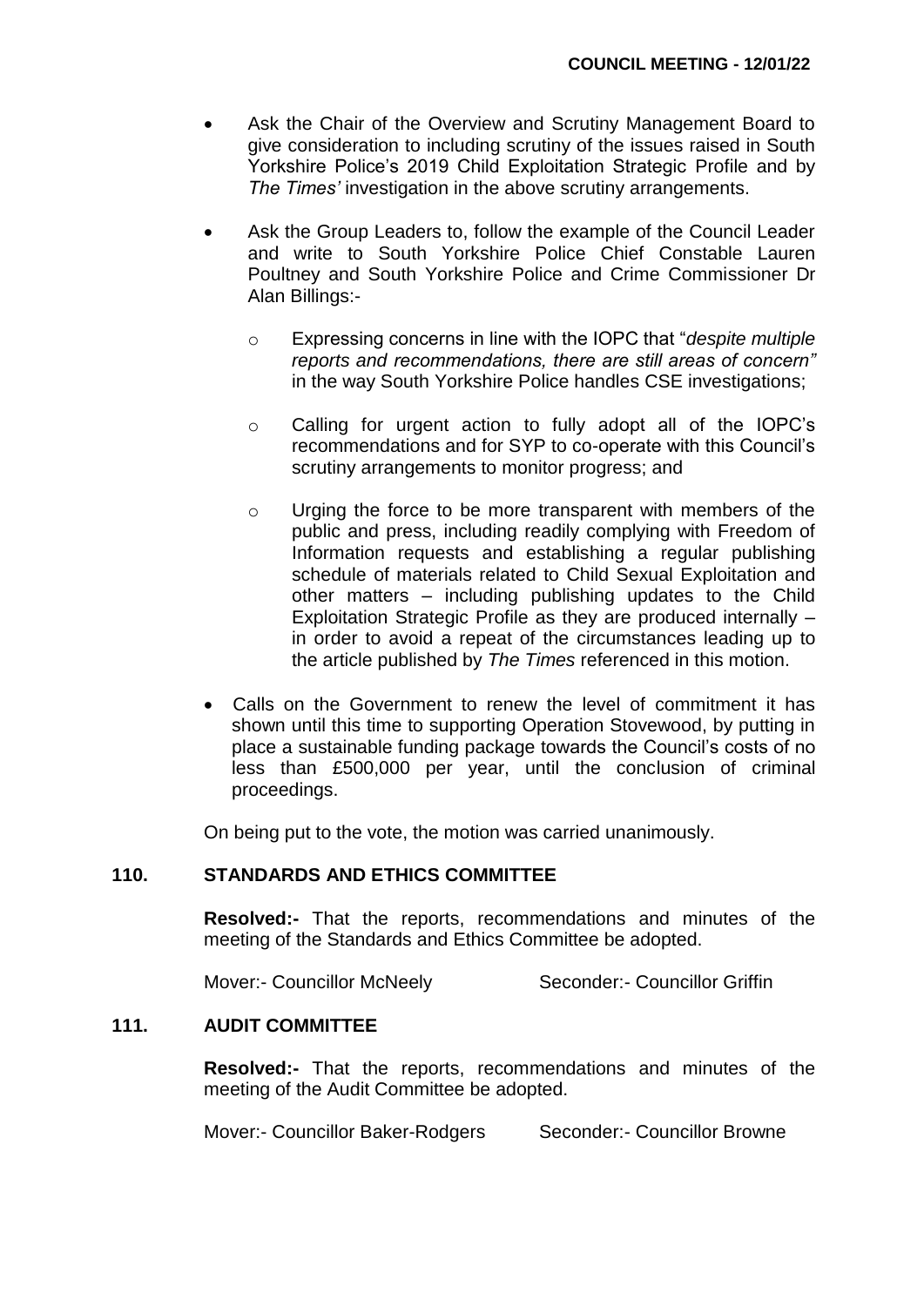- Ask the Chair of the Overview and Scrutiny Management Board to give consideration to including scrutiny of the issues raised in South Yorkshire Police's 2019 Child Exploitation Strategic Profile and by *The Times'* investigation in the above scrutiny arrangements.

- Ask the Group Leaders to, follow the example of the Council Leader and write to South Yorkshire Police Chief Constable Lauren Poultney and South Yorkshire Police and Crime Commissioner Dr Alan Billings:-

  - Expressing concerns in line with the IOPC that "*despite multiple reports and recommendations, there are still areas of concern"* in the way South Yorkshire Police handles CSE investigations;

  - Calling for urgent action to fully adopt all of the IOPC's recommendations and for SYP to co-operate with this Council's scrutiny arrangements to monitor progress; and

  - Urging the force to be more transparent with members of the public and press, including readily complying with Freedom of Information requests and establishing a regular publishing schedule of materials related to Child Sexual Exploitation and other matters – including publishing updates to the Child Exploitation Strategic Profile as they are produced internally – in order to avoid a repeat of the circumstances leading up to the article published by *The Times* referenced in this motion.

- Calls on the Government to renew the level of commitment it has shown until this time to supporting Operation Stovewood, by putting in place a sustainable funding package towards the Council's costs of no less than £500,000 per year, until the conclusion of criminal proceedings.

On being put to the vote, the motion was carried unanimously.

## 110. STANDARDS AND ETHICS COMMITTEE

**Resolved:-** That the reports, recommendations and minutes of the meeting of the Standards and Ethics Committee be adopted.

Mover:- Councillor McNeely Seconder:- Councillor Griffin

## 111. AUDIT COMMITTEE

**Resolved:-** That the reports, recommendations and minutes of the meeting of the Audit Committee be adopted.

Mover:- Councillor Baker-Rodgers Seconder:- Councillor Browne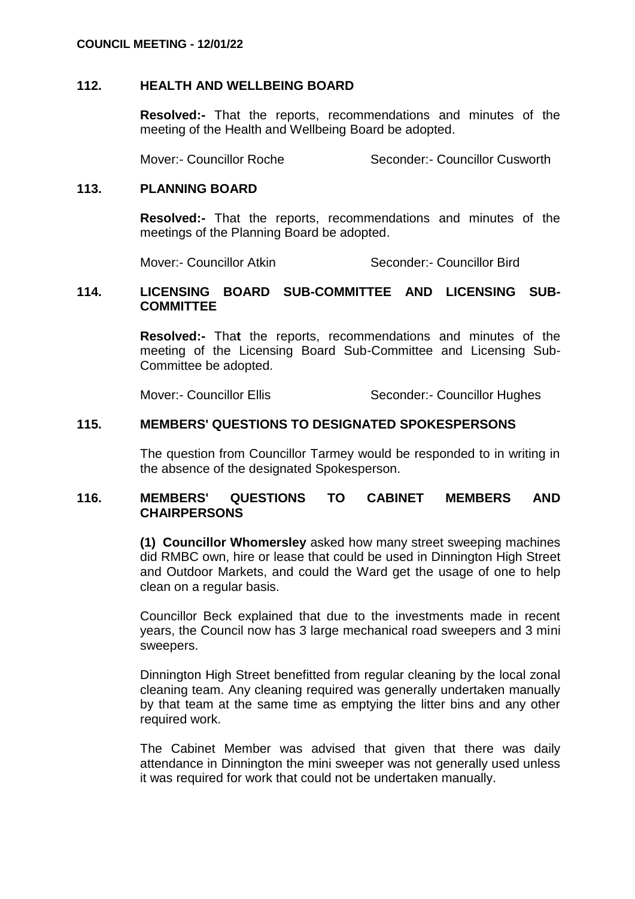## 112. HEALTH AND WELLBEING BOARD

**Resolved:-** That the reports, recommendations and minutes of the meeting of the Health and Wellbeing Board be adopted.

Mover:- Councillor Roche Seconder:- Councillor Cusworth

## 113. PLANNING BOARD

**Resolved:-** That the reports, recommendations and minutes of the meetings of the Planning Board be adopted.

Mover:- Councillor Atkin Seconder:- Councillor Bird

## 114. LICENSING BOARD SUB-COMMITTEE AND LICENSING SUB-COMMITTEE

**Resolved:-** That the reports, recommendations and minutes of the meeting of the Licensing Board Sub-Committee and Licensing Sub-Committee be adopted.

Mover:- Councillor Ellis Seconder:- Councillor Hughes

## 115. MEMBERS' QUESTIONS TO DESIGNATED SPOKESPERSONS

The question from Councillor Tarmey would be responded to in writing in the absence of the designated Spokesperson.

## 116. MEMBERS' QUESTIONS TO CABINET MEMBERS AND CHAIRPERSONS

**(1) Councillor Whomersley** asked how many street sweeping machines did RMBC own, hire or lease that could be used in Dinnington High Street and Outdoor Markets, and could the Ward get the usage of one to help clean on a regular basis.

Councillor Beck explained that due to the investments made in recent years, the Council now has 3 large mechanical road sweepers and 3 mini sweepers.

Dinnington High Street benefitted from regular cleaning by the local zonal cleaning team. Any cleaning required was generally undertaken manually by that team at the same time as emptying the litter bins and any other required work.

The Cabinet Member was advised that given that there was daily attendance in Dinnington the mini sweeper was not generally used unless it was required for work that could not be undertaken manually.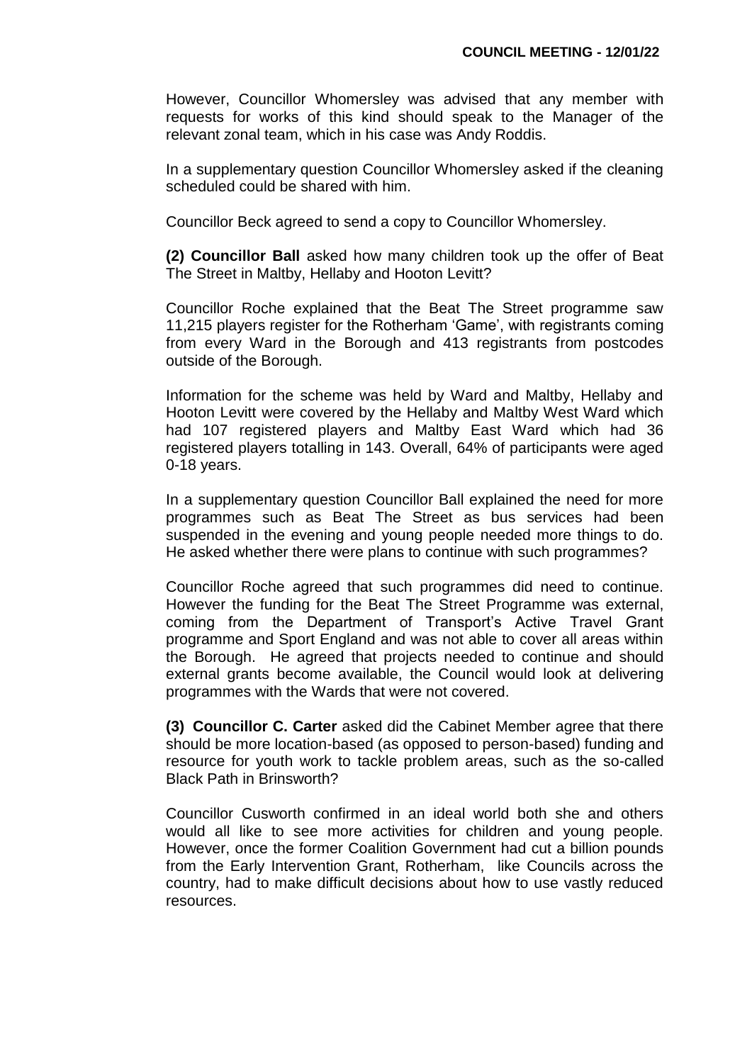However, Councillor Whomersley was advised that any member with requests for works of this kind should speak to the Manager of the relevant zonal team, which in his case was Andy Roddis.

In a supplementary question Councillor Whomersley asked if the cleaning scheduled could be shared with him.

Councillor Beck agreed to send a copy to Councillor Whomersley.

**(2) Councillor Ball** asked how many children took up the offer of Beat The Street in Maltby, Hellaby and Hooton Levitt?

Councillor Roche explained that the Beat The Street programme saw 11,215 players register for the Rotherham 'Game', with registrants coming from every Ward in the Borough and 413 registrants from postcodes outside of the Borough.

Information for the scheme was held by Ward and Maltby, Hellaby and Hooton Levitt were covered by the Hellaby and Maltby West Ward which had 107 registered players and Maltby East Ward which had 36 registered players totalling in 143. Overall, 64% of participants were aged 0-18 years.

In a supplementary question Councillor Ball explained the need for more programmes such as Beat The Street as bus services had been suspended in the evening and young people needed more things to do. He asked whether there were plans to continue with such programmes?

Councillor Roche agreed that such programmes did need to continue. However the funding for the Beat The Street Programme was external, coming from the Department of Transport's Active Travel Grant programme and Sport England and was not able to cover all areas within the Borough. He agreed that projects needed to continue and should external grants become available, the Council would look at delivering programmes with the Wards that were not covered.

**(3) Councillor C. Carter** asked did the Cabinet Member agree that there should be more location-based (as opposed to person-based) funding and resource for youth work to tackle problem areas, such as the so-called Black Path in Brinsworth?

Councillor Cusworth confirmed in an ideal world both she and others would all like to see more activities for children and young people. However, once the former Coalition Government had cut a billion pounds from the Early Intervention Grant, Rotherham, like Councils across the country, had to make difficult decisions about how to use vastly reduced resources.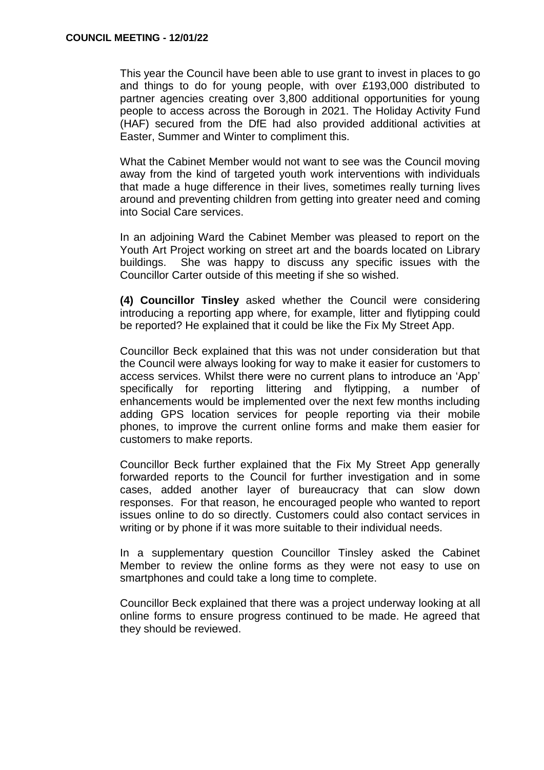This year the Council have been able to use grant to invest in places to go and things to do for young people, with over £193,000 distributed to partner agencies creating over 3,800 additional opportunities for young people to access across the Borough in 2021. The Holiday Activity Fund (HAF) secured from the DfE had also provided additional activities at Easter, Summer and Winter to compliment this.

What the Cabinet Member would not want to see was the Council moving away from the kind of targeted youth work interventions with individuals that made a huge difference in their lives, sometimes really turning lives around and preventing children from getting into greater need and coming into Social Care services.

In an adjoining Ward the Cabinet Member was pleased to report on the Youth Art Project working on street art and the boards located on Library buildings. She was happy to discuss any specific issues with the Councillor Carter outside of this meeting if she so wished.

**(4) Councillor Tinsley** asked whether the Council were considering introducing a reporting app where, for example, litter and flytipping could be reported? He explained that it could be like the Fix My Street App.

Councillor Beck explained that this was not under consideration but that the Council were always looking for way to make it easier for customers to access services. Whilst there were no current plans to introduce an 'App' specifically for reporting littering and flytipping, a number of enhancements would be implemented over the next few months including adding GPS location services for people reporting via their mobile phones, to improve the current online forms and make them easier for customers to make reports.

Councillor Beck further explained that the Fix My Street App generally forwarded reports to the Council for further investigation and in some cases, added another layer of bureaucracy that can slow down responses. For that reason, he encouraged people who wanted to report issues online to do so directly. Customers could also contact services in writing or by phone if it was more suitable to their individual needs.

In a supplementary question Councillor Tinsley asked the Cabinet Member to review the online forms as they were not easy to use on smartphones and could take a long time to complete.

Councillor Beck explained that there was a project underway looking at all online forms to ensure progress continued to be made. He agreed that they should be reviewed.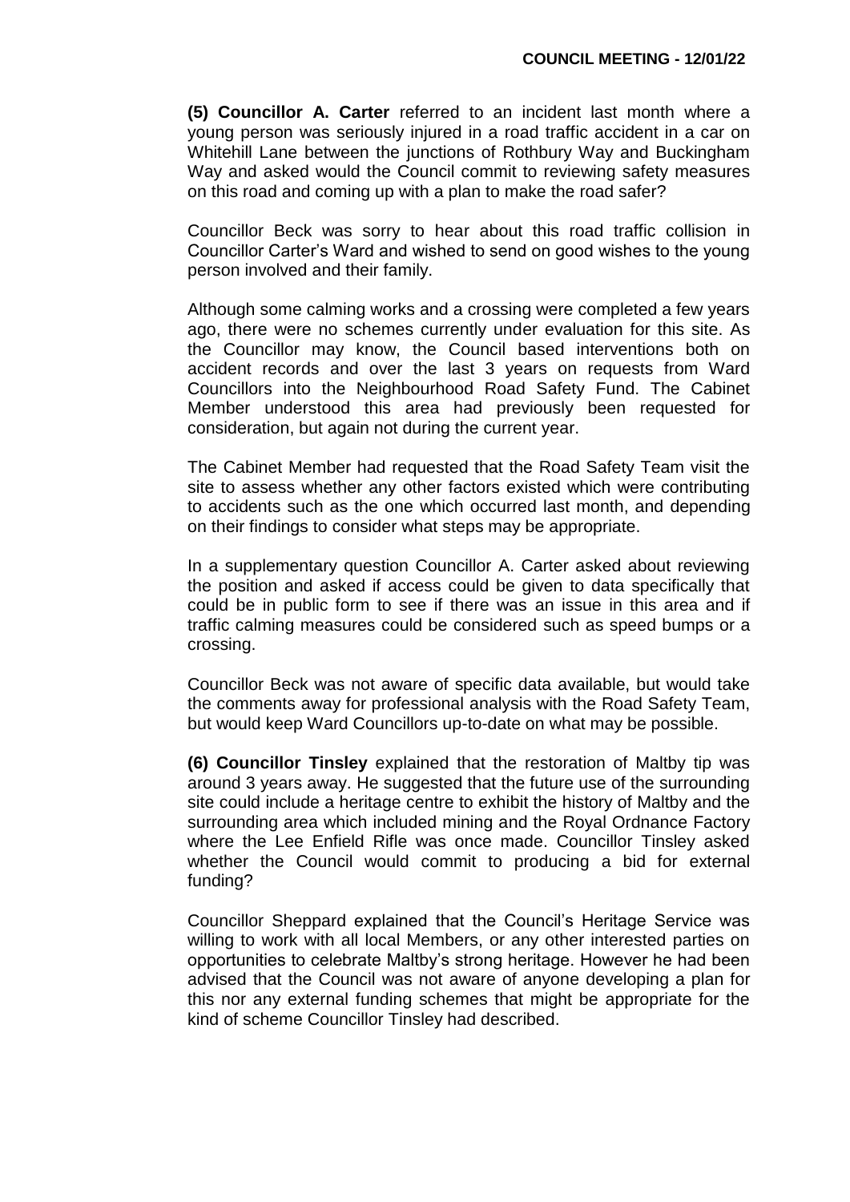**(5) Councillor A. Carter** referred to an incident last month where a young person was seriously injured in a road traffic accident in a car on Whitehill Lane between the junctions of Rothbury Way and Buckingham Way and asked would the Council commit to reviewing safety measures on this road and coming up with a plan to make the road safer?

Councillor Beck was sorry to hear about this road traffic collision in Councillor Carter's Ward and wished to send on good wishes to the young person involved and their family.

Although some calming works and a crossing were completed a few years ago, there were no schemes currently under evaluation for this site. As the Councillor may know, the Council based interventions both on accident records and over the last 3 years on requests from Ward Councillors into the Neighbourhood Road Safety Fund. The Cabinet Member understood this area had previously been requested for consideration, but again not during the current year.

The Cabinet Member had requested that the Road Safety Team visit the site to assess whether any other factors existed which were contributing to accidents such as the one which occurred last month, and depending on their findings to consider what steps may be appropriate.

In a supplementary question Councillor A. Carter asked about reviewing the position and asked if access could be given to data specifically that could be in public form to see if there was an issue in this area and if traffic calming measures could be considered such as speed bumps or a crossing.

Councillor Beck was not aware of specific data available, but would take the comments away for professional analysis with the Road Safety Team, but would keep Ward Councillors up-to-date on what may be possible.

**(6) Councillor Tinsley** explained that the restoration of Maltby tip was around 3 years away. He suggested that the future use of the surrounding site could include a heritage centre to exhibit the history of Maltby and the surrounding area which included mining and the Royal Ordnance Factory where the Lee Enfield Rifle was once made. Councillor Tinsley asked whether the Council would commit to producing a bid for external funding?

Councillor Sheppard explained that the Council's Heritage Service was willing to work with all local Members, or any other interested parties on opportunities to celebrate Maltby's strong heritage. However he had been advised that the Council was not aware of anyone developing a plan for this nor any external funding schemes that might be appropriate for the kind of scheme Councillor Tinsley had described.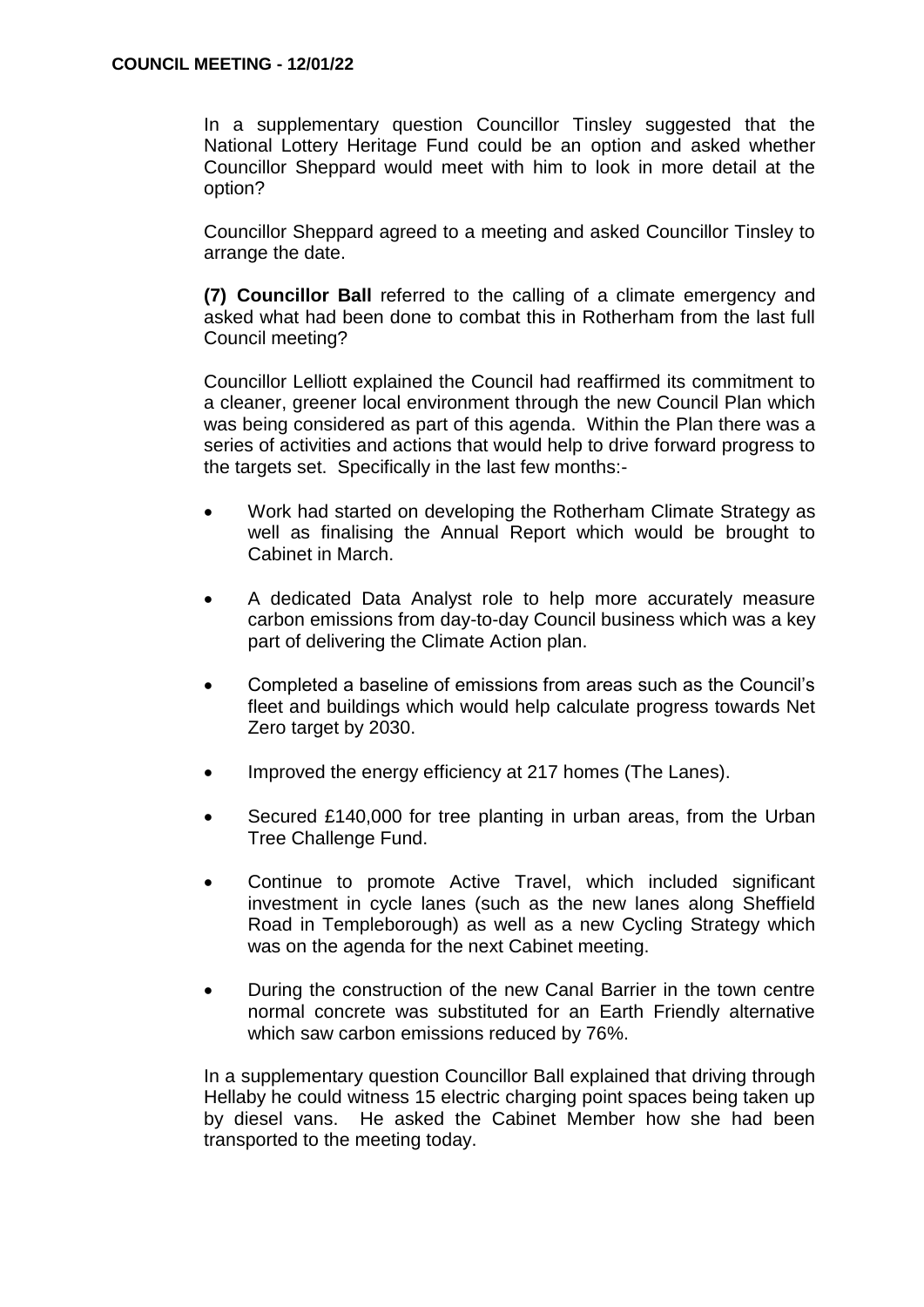In a supplementary question Councillor Tinsley suggested that the National Lottery Heritage Fund could be an option and asked whether Councillor Sheppard would meet with him to look in more detail at the option?

Councillor Sheppard agreed to a meeting and asked Councillor Tinsley to arrange the date.

**(7) Councillor Ball** referred to the calling of a climate emergency and asked what had been done to combat this in Rotherham from the last full Council meeting?

Councillor Lelliott explained the Council had reaffirmed its commitment to a cleaner, greener local environment through the new Council Plan which was being considered as part of this agenda. Within the Plan there was a series of activities and actions that would help to drive forward progress to the targets set. Specifically in the last few months:-

- Work had started on developing the Rotherham Climate Strategy as well as finalising the Annual Report which would be brought to Cabinet in March.
- A dedicated Data Analyst role to help more accurately measure carbon emissions from day-to-day Council business which was a key part of delivering the Climate Action plan.
- Completed a baseline of emissions from areas such as the Council's fleet and buildings which would help calculate progress towards Net Zero target by 2030.
- Improved the energy efficiency at 217 homes (The Lanes).
- Secured £140,000 for tree planting in urban areas, from the Urban Tree Challenge Fund.
- Continue to promote Active Travel, which included significant investment in cycle lanes (such as the new lanes along Sheffield Road in Templeborough) as well as a new Cycling Strategy which was on the agenda for the next Cabinet meeting.
- During the construction of the new Canal Barrier in the town centre normal concrete was substituted for an Earth Friendly alternative which saw carbon emissions reduced by 76%.

In a supplementary question Councillor Ball explained that driving through Hellaby he could witness 15 electric charging point spaces being taken up by diesel vans. He asked the Cabinet Member how she had been transported to the meeting today.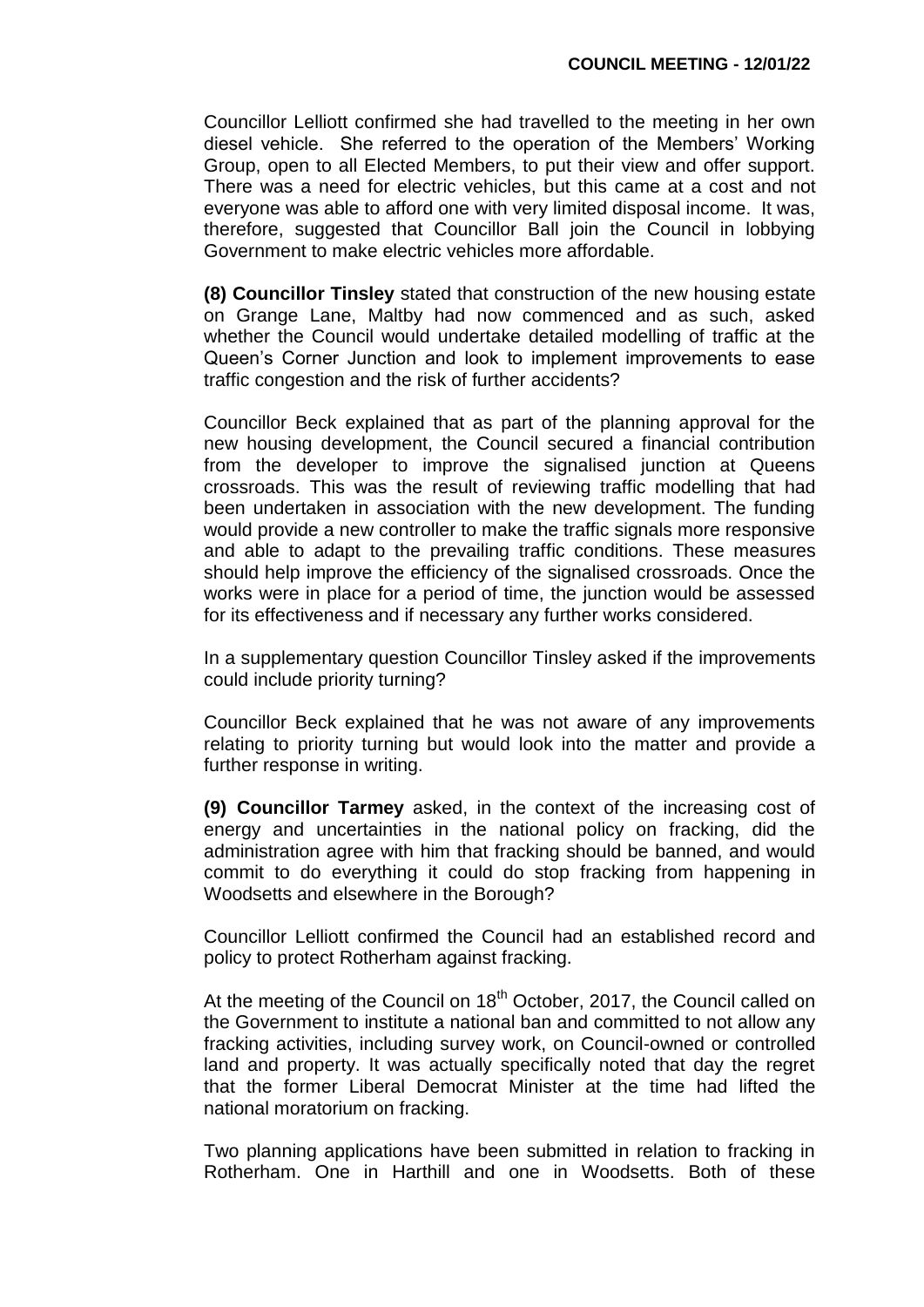Councillor Lelliott confirmed she had travelled to the meeting in her own diesel vehicle. She referred to the operation of the Members' Working Group, open to all Elected Members, to put their view and offer support. There was a need for electric vehicles, but this came at a cost and not everyone was able to afford one with very limited disposal income. It was, therefore, suggested that Councillor Ball join the Council in lobbying Government to make electric vehicles more affordable.

**(8) Councillor Tinsley** stated that construction of the new housing estate on Grange Lane, Maltby had now commenced and as such, asked whether the Council would undertake detailed modelling of traffic at the Queen's Corner Junction and look to implement improvements to ease traffic congestion and the risk of further accidents?

Councillor Beck explained that as part of the planning approval for the new housing development, the Council secured a financial contribution from the developer to improve the signalised junction at Queens crossroads. This was the result of reviewing traffic modelling that had been undertaken in association with the new development. The funding would provide a new controller to make the traffic signals more responsive and able to adapt to the prevailing traffic conditions. These measures should help improve the efficiency of the signalised crossroads. Once the works were in place for a period of time, the junction would be assessed for its effectiveness and if necessary any further works considered.

In a supplementary question Councillor Tinsley asked if the improvements could include priority turning?

Councillor Beck explained that he was not aware of any improvements relating to priority turning but would look into the matter and provide a further response in writing.

**(9) Councillor Tarmey** asked, in the context of the increasing cost of energy and uncertainties in the national policy on fracking, did the administration agree with him that fracking should be banned, and would commit to do everything it could do stop fracking from happening in Woodsetts and elsewhere in the Borough?

Councillor Lelliott confirmed the Council had an established record and policy to protect Rotherham against fracking.

At the meeting of the Council on 18th October, 2017, the Council called on the Government to institute a national ban and committed to not allow any fracking activities, including survey work, on Council-owned or controlled land and property. It was actually specifically noted that day the regret that the former Liberal Democrat Minister at the time had lifted the national moratorium on fracking.

Two planning applications have been submitted in relation to fracking in Rotherham. One in Harthill and one in Woodsetts. Both of these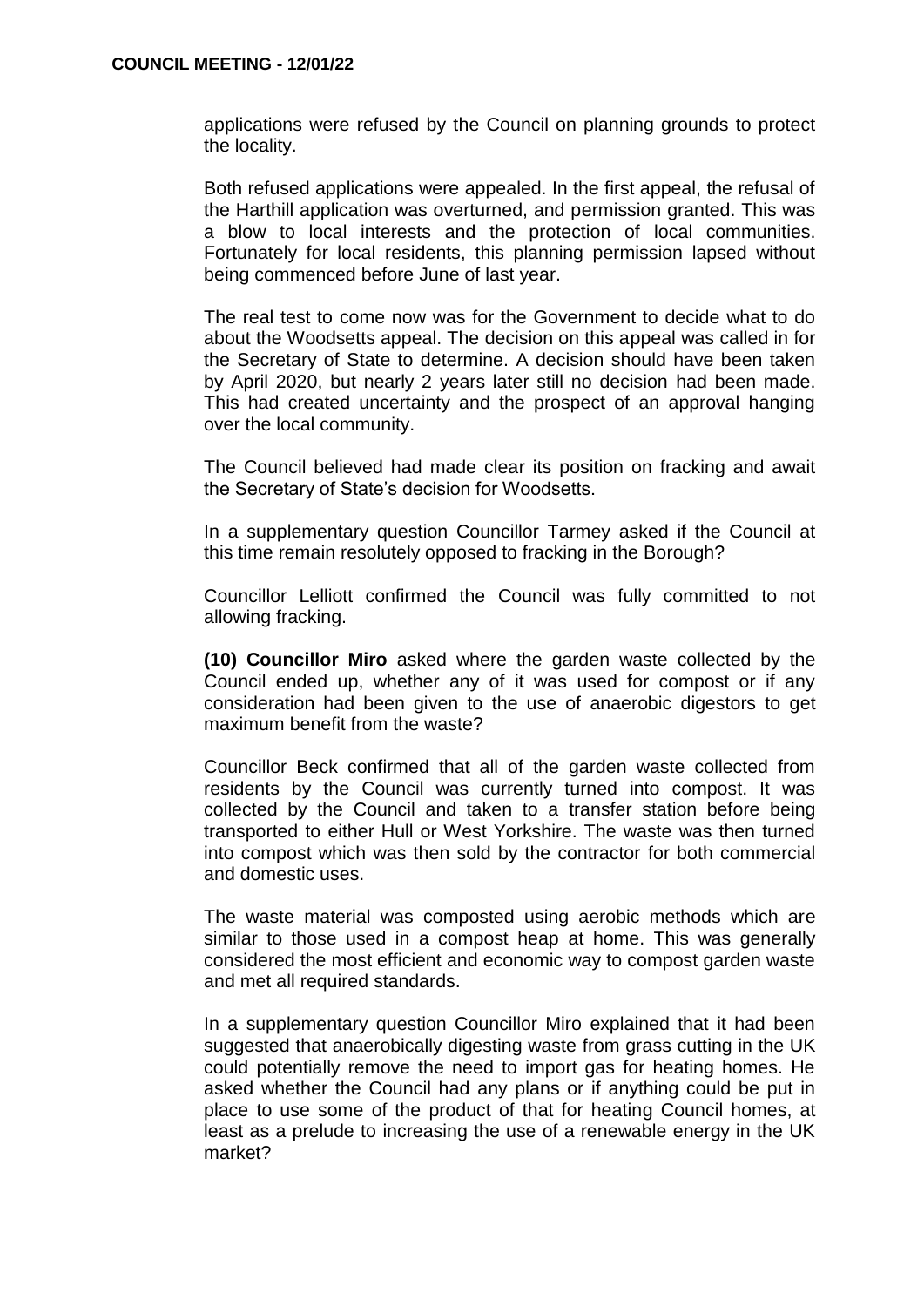applications were refused by the Council on planning grounds to protect the locality.

Both refused applications were appealed. In the first appeal, the refusal of the Harthill application was overturned, and permission granted. This was a blow to local interests and the protection of local communities. Fortunately for local residents, this planning permission lapsed without being commenced before June of last year.

The real test to come now was for the Government to decide what to do about the Woodsetts appeal. The decision on this appeal was called in for the Secretary of State to determine. A decision should have been taken by April 2020, but nearly 2 years later still no decision had been made. This had created uncertainty and the prospect of an approval hanging over the local community.

The Council believed had made clear its position on fracking and await the Secretary of State's decision for Woodsetts.

In a supplementary question Councillor Tarmey asked if the Council at this time remain resolutely opposed to fracking in the Borough?

Councillor Lelliott confirmed the Council was fully committed to not allowing fracking.

**(10) Councillor Miro** asked where the garden waste collected by the Council ended up, whether any of it was used for compost or if any consideration had been given to the use of anaerobic digestors to get maximum benefit from the waste?

Councillor Beck confirmed that all of the garden waste collected from residents by the Council was currently turned into compost. It was collected by the Council and taken to a transfer station before being transported to either Hull or West Yorkshire. The waste was then turned into compost which was then sold by the contractor for both commercial and domestic uses.

The waste material was composted using aerobic methods which are similar to those used in a compost heap at home. This was generally considered the most efficient and economic way to compost garden waste and met all required standards.

In a supplementary question Councillor Miro explained that it had been suggested that anaerobically digesting waste from grass cutting in the UK could potentially remove the need to import gas for heating homes. He asked whether the Council had any plans or if anything could be put in place to use some of the product of that for heating Council homes, at least as a prelude to increasing the use of a renewable energy in the UK market?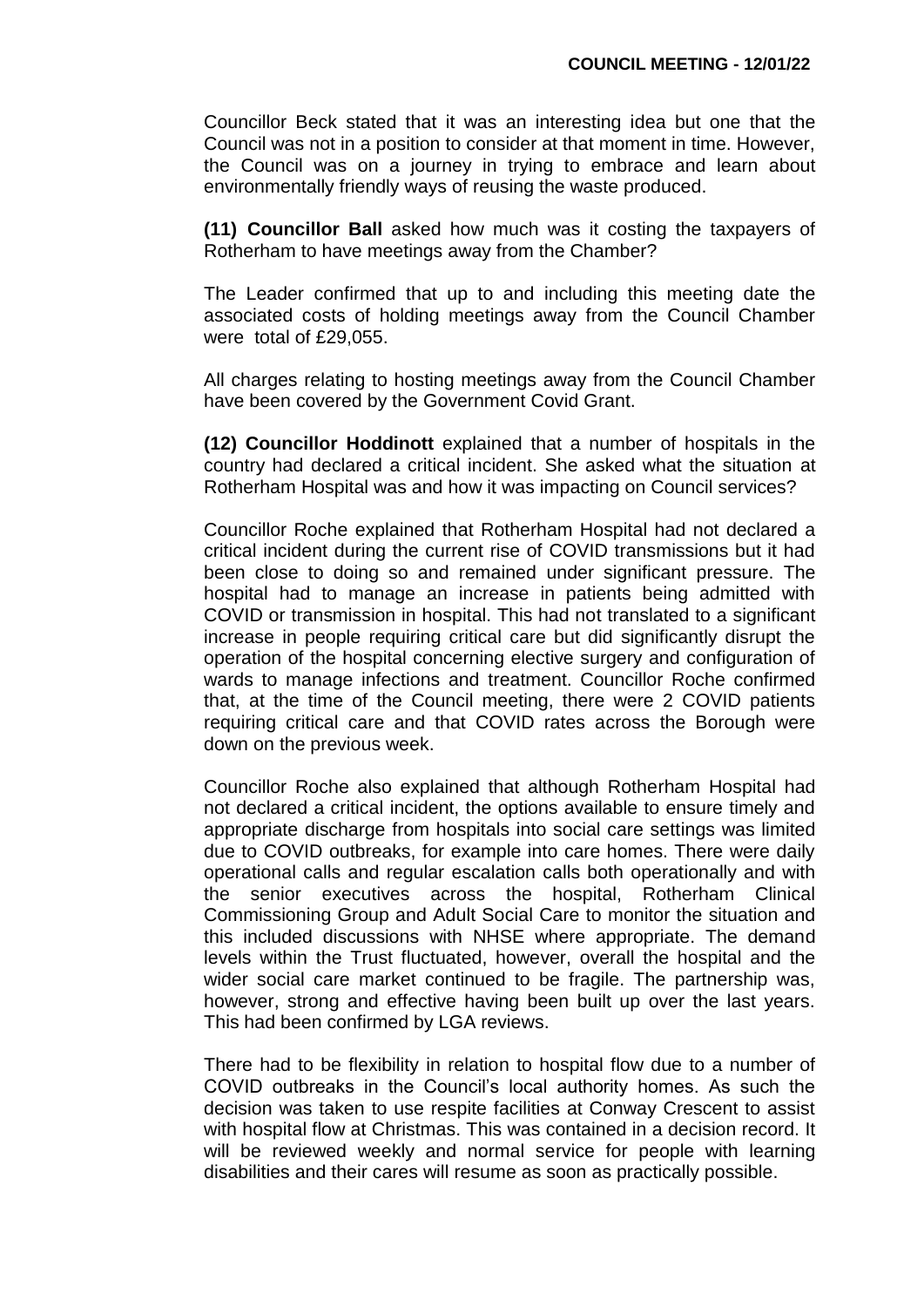Councillor Beck stated that it was an interesting idea but one that the Council was not in a position to consider at that moment in time. However, the Council was on a journey in trying to embrace and learn about environmentally friendly ways of reusing the waste produced.

**(11) Councillor Ball** asked how much was it costing the taxpayers of Rotherham to have meetings away from the Chamber?

The Leader confirmed that up to and including this meeting date the associated costs of holding meetings away from the Council Chamber were total of £29,055.

All charges relating to hosting meetings away from the Council Chamber have been covered by the Government Covid Grant.

**(12) Councillor Hoddinott** explained that a number of hospitals in the country had declared a critical incident. She asked what the situation at Rotherham Hospital was and how it was impacting on Council services?

Councillor Roche explained that Rotherham Hospital had not declared a critical incident during the current rise of COVID transmissions but it had been close to doing so and remained under significant pressure. The hospital had to manage an increase in patients being admitted with COVID or transmission in hospital. This had not translated to a significant increase in people requiring critical care but did significantly disrupt the operation of the hospital concerning elective surgery and configuration of wards to manage infections and treatment. Councillor Roche confirmed that, at the time of the Council meeting, there were 2 COVID patients requiring critical care and that COVID rates across the Borough were down on the previous week.

Councillor Roche also explained that although Rotherham Hospital had not declared a critical incident, the options available to ensure timely and appropriate discharge from hospitals into social care settings was limited due to COVID outbreaks, for example into care homes. There were daily operational calls and regular escalation calls both operationally and with the senior executives across the hospital, Rotherham Clinical Commissioning Group and Adult Social Care to monitor the situation and this included discussions with NHSE where appropriate. The demand levels within the Trust fluctuated, however, overall the hospital and the wider social care market continued to be fragile. The partnership was, however, strong and effective having been built up over the last years. This had been confirmed by LGA reviews.

There had to be flexibility in relation to hospital flow due to a number of COVID outbreaks in the Council's local authority homes. As such the decision was taken to use respite facilities at Conway Crescent to assist with hospital flow at Christmas. This was contained in a decision record. It will be reviewed weekly and normal service for people with learning disabilities and their cares will resume as soon as practically possible.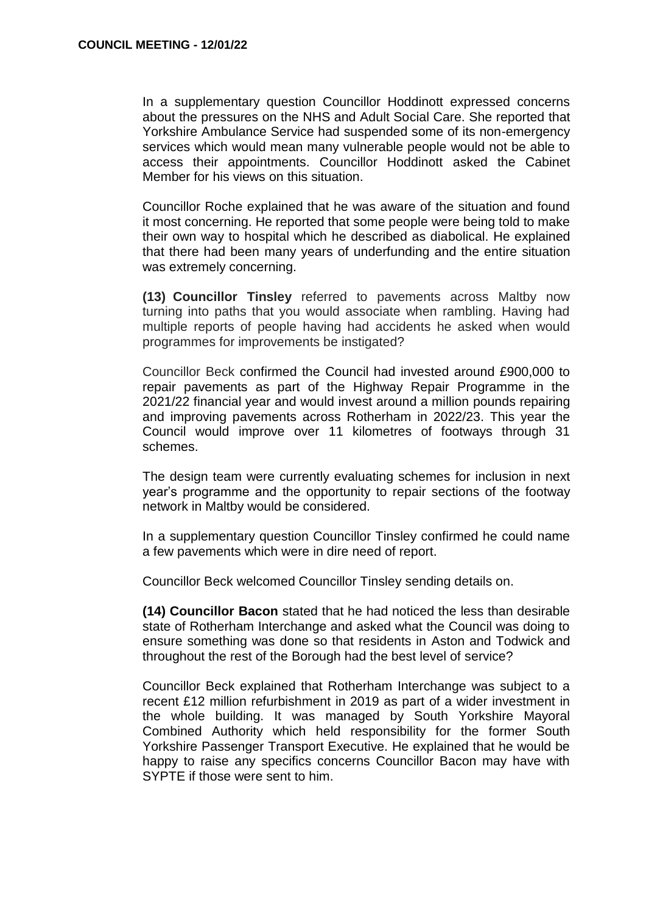In a supplementary question Councillor Hoddinott expressed concerns about the pressures on the NHS and Adult Social Care. She reported that Yorkshire Ambulance Service had suspended some of its non-emergency services which would mean many vulnerable people would not be able to access their appointments. Councillor Hoddinott asked the Cabinet Member for his views on this situation.

Councillor Roche explained that he was aware of the situation and found it most concerning. He reported that some people were being told to make their own way to hospital which he described as diabolical. He explained that there had been many years of underfunding and the entire situation was extremely concerning.

**(13) Councillor Tinsley** referred to pavements across Maltby now turning into paths that you would associate when rambling. Having had multiple reports of people having had accidents he asked when would programmes for improvements be instigated?

Councillor Beck confirmed the Council had invested around £900,000 to repair pavements as part of the Highway Repair Programme in the 2021/22 financial year and would invest around a million pounds repairing and improving pavements across Rotherham in 2022/23. This year the Council would improve over 11 kilometres of footways through 31 schemes.

The design team were currently evaluating schemes for inclusion in next year's programme and the opportunity to repair sections of the footway network in Maltby would be considered.

In a supplementary question Councillor Tinsley confirmed he could name a few pavements which were in dire need of report.

Councillor Beck welcomed Councillor Tinsley sending details on.

**(14) Councillor Bacon** stated that he had noticed the less than desirable state of Rotherham Interchange and asked what the Council was doing to ensure something was done so that residents in Aston and Todwick and throughout the rest of the Borough had the best level of service?

Councillor Beck explained that Rotherham Interchange was subject to a recent £12 million refurbishment in 2019 as part of a wider investment in the whole building. It was managed by South Yorkshire Mayoral Combined Authority which held responsibility for the former South Yorkshire Passenger Transport Executive. He explained that he would be happy to raise any specifics concerns Councillor Bacon may have with SYPTE if those were sent to him.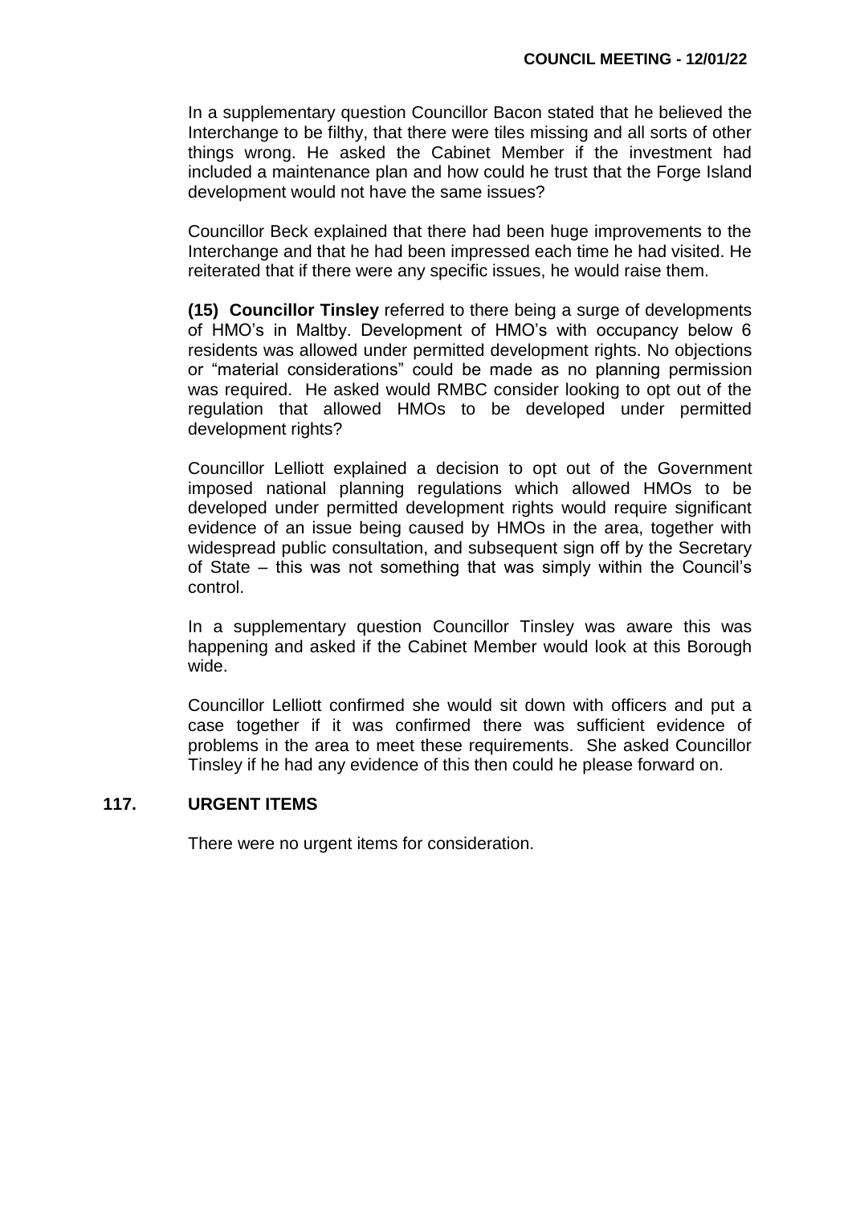In a supplementary question Councillor Bacon stated that he believed the Interchange to be filthy, that there were tiles missing and all sorts of other things wrong. He asked the Cabinet Member if the investment had included a maintenance plan and how could he trust that the Forge Island development would not have the same issues?

Councillor Beck explained that there had been huge improvements to the Interchange and that he had been impressed each time he had visited. He reiterated that if there were any specific issues, he would raise them.

**(15) Councillor Tinsley** referred to there being a surge of developments of HMO's in Maltby. Development of HMO's with occupancy below 6 residents was allowed under permitted development rights. No objections or "material considerations" could be made as no planning permission was required. He asked would RMBC consider looking to opt out of the regulation that allowed HMOs to be developed under permitted development rights?

Councillor Lelliott explained a decision to opt out of the Government imposed national planning regulations which allowed HMOs to be developed under permitted development rights would require significant evidence of an issue being caused by HMOs in the area, together with widespread public consultation, and subsequent sign off by the Secretary of State – this was not something that was simply within the Council's control.

In a supplementary question Councillor Tinsley was aware this was happening and asked if the Cabinet Member would look at this Borough wide.

Councillor Lelliott confirmed she would sit down with officers and put a case together if it was confirmed there was sufficient evidence of problems in the area to meet these requirements. She asked Councillor Tinsley if he had any evidence of this then could he please forward on.

## 117. URGENT ITEMS

There were no urgent items for consideration.